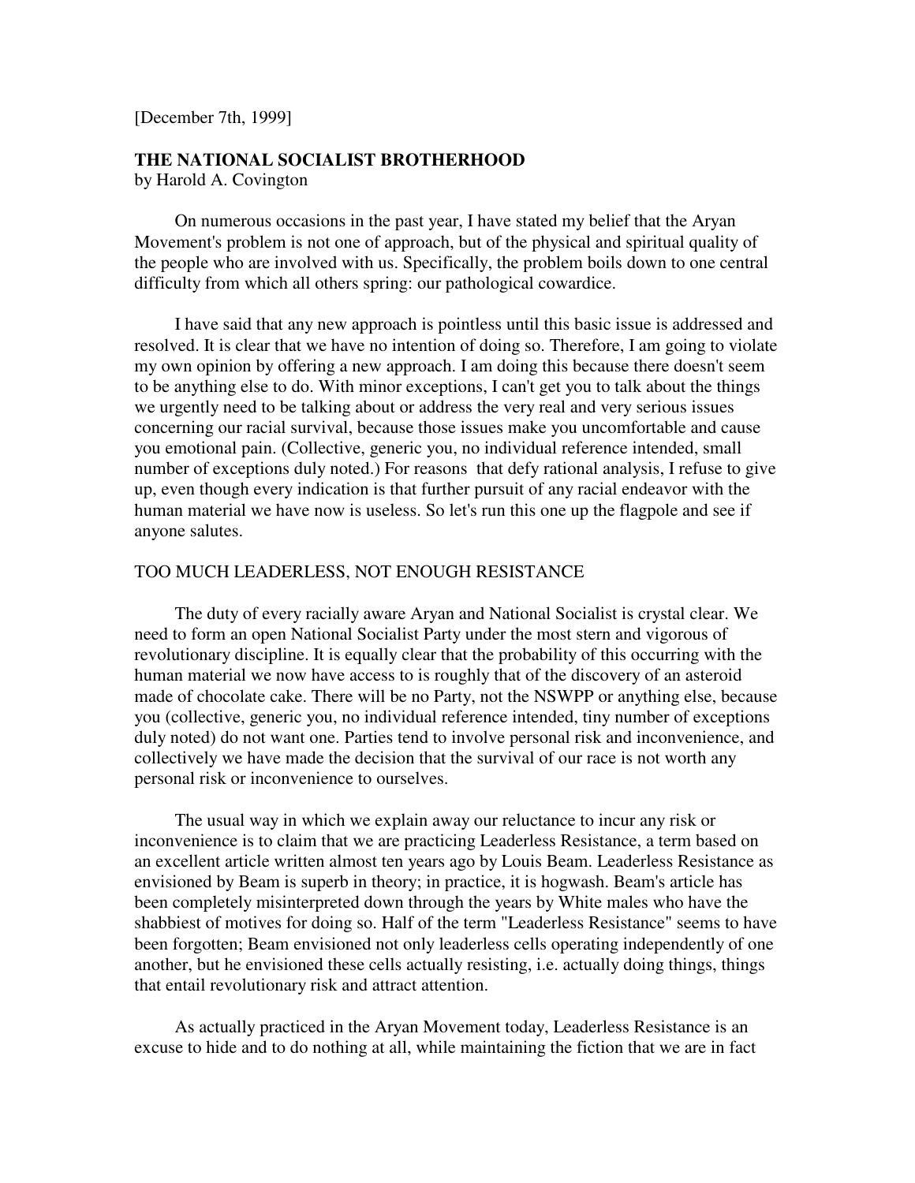[December 7th, 1999]

**THE NATIONAL SOCIALIST BROTHERHOOD**
by Harold A. Covington

On numerous occasions in the past year, I have stated my belief that the Aryan Movement's problem is not one of approach, but of the physical and spiritual quality of the people who are involved with us. Specifically, the problem boils down to one central difficulty from which all others spring: our pathological cowardice.

I have said that any new approach is pointless until this basic issue is addressed and resolved. It is clear that we have no intention of doing so. Therefore, I am going to violate my own opinion by offering a new approach. I am doing this because there doesn't seem to be anything else to do. With minor exceptions, I can't get you to talk about the things we urgently need to be talking about or address the very real and very serious issues concerning our racial survival, because those issues make you uncomfortable and cause you emotional pain. (Collective, generic you, no individual reference intended, small number of exceptions duly noted.) For reasons that defy rational analysis, I refuse to give up, even though every indication is that further pursuit of any racial endeavor with the human material we have now is useless. So let's run this one up the flagpole and see if anyone salutes.

TOO MUCH LEADERLESS, NOT ENOUGH RESISTANCE

The duty of every racially aware Aryan and National Socialist is crystal clear. We need to form an open National Socialist Party under the most stern and vigorous of revolutionary discipline. It is equally clear that the probability of this occurring with the human material we now have access to is roughly that of the discovery of an asteroid made of chocolate cake. There will be no Party, not the NSWPP or anything else, because you (collective, generic you, no individual reference intended, tiny number of exceptions duly noted) do not want one. Parties tend to involve personal risk and inconvenience, and collectively we have made the decision that the survival of our race is not worth any personal risk or inconvenience to ourselves.

The usual way in which we explain away our reluctance to incur any risk or inconvenience is to claim that we are practicing Leaderless Resistance, a term based on an excellent article written almost ten years ago by Louis Beam. Leaderless Resistance as envisioned by Beam is superb in theory; in practice, it is hogwash. Beam's article has been completely misinterpreted down through the years by White males who have the shabbiest of motives for doing so. Half of the term "Leaderless Resistance" seems to have been forgotten; Beam envisioned not only leaderless cells operating independently of one another, but he envisioned these cells actually resisting, i.e. actually doing things, things that entail revolutionary risk and attract attention.

As actually practiced in the Aryan Movement today, Leaderless Resistance is an excuse to hide and to do nothing at all, while maintaining the fiction that we are in fact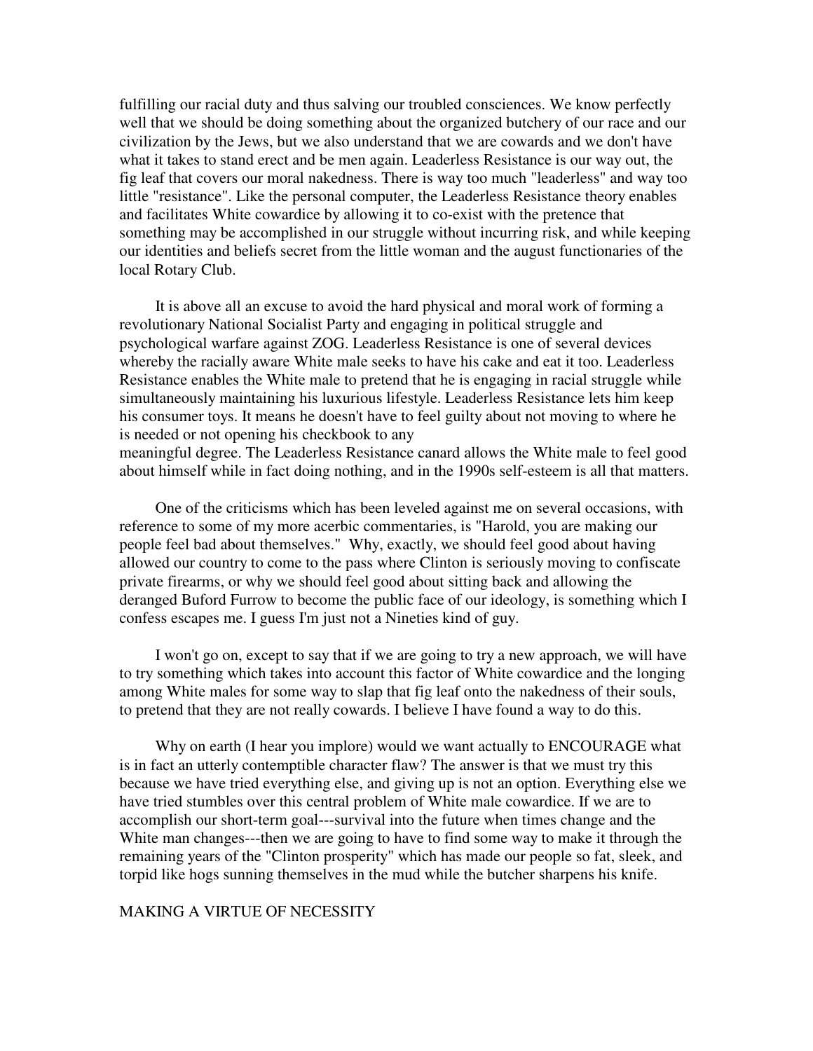fulfilling our racial duty and thus salving our troubled consciences. We know perfectly well that we should be doing something about the organized butchery of our race and our civilization by the Jews, but we also understand that we are cowards and we don't have what it takes to stand erect and be men again. Leaderless Resistance is our way out, the fig leaf that covers our moral nakedness. There is way too much "leaderless" and way too little "resistance". Like the personal computer, the Leaderless Resistance theory enables and facilitates White cowardice by allowing it to co-exist with the pretence that something may be accomplished in our struggle without incurring risk, and while keeping our identities and beliefs secret from the little woman and the august functionaries of the local Rotary Club.

It is above all an excuse to avoid the hard physical and moral work of forming a revolutionary National Socialist Party and engaging in political struggle and psychological warfare against ZOG. Leaderless Resistance is one of several devices whereby the racially aware White male seeks to have his cake and eat it too. Leaderless Resistance enables the White male to pretend that he is engaging in racial struggle while simultaneously maintaining his luxurious lifestyle. Leaderless Resistance lets him keep his consumer toys. It means he doesn't have to feel guilty about not moving to where he is needed or not opening his checkbook to any meaningful degree. The Leaderless Resistance canard allows the White male to feel good about himself while in fact doing nothing, and in the 1990s self-esteem is all that matters.

One of the criticisms which has been leveled against me on several occasions, with reference to some of my more acerbic commentaries, is "Harold, you are making our people feel bad about themselves." Why, exactly, we should feel good about having allowed our country to come to the pass where Clinton is seriously moving to confiscate private firearms, or why we should feel good about sitting back and allowing the deranged Buford Furrow to become the public face of our ideology, is something which I confess escapes me. I guess I'm just not a Nineties kind of guy.

I won't go on, except to say that if we are going to try a new approach, we will have to try something which takes into account this factor of White cowardice and the longing among White males for some way to slap that fig leaf onto the nakedness of their souls, to pretend that they are not really cowards. I believe I have found a way to do this.

Why on earth (I hear you implore) would we want actually to ENCOURAGE what is in fact an utterly contemptible character flaw? The answer is that we must try this because we have tried everything else, and giving up is not an option. Everything else we have tried stumbles over this central problem of White male cowardice. If we are to accomplish our short-term goal---survival into the future when times change and the White man changes---then we are going to have to find some way to make it through the remaining years of the "Clinton prosperity" which has made our people so fat, sleek, and torpid like hogs sunning themselves in the mud while the butcher sharpens his knife.

MAKING A VIRTUE OF NECESSITY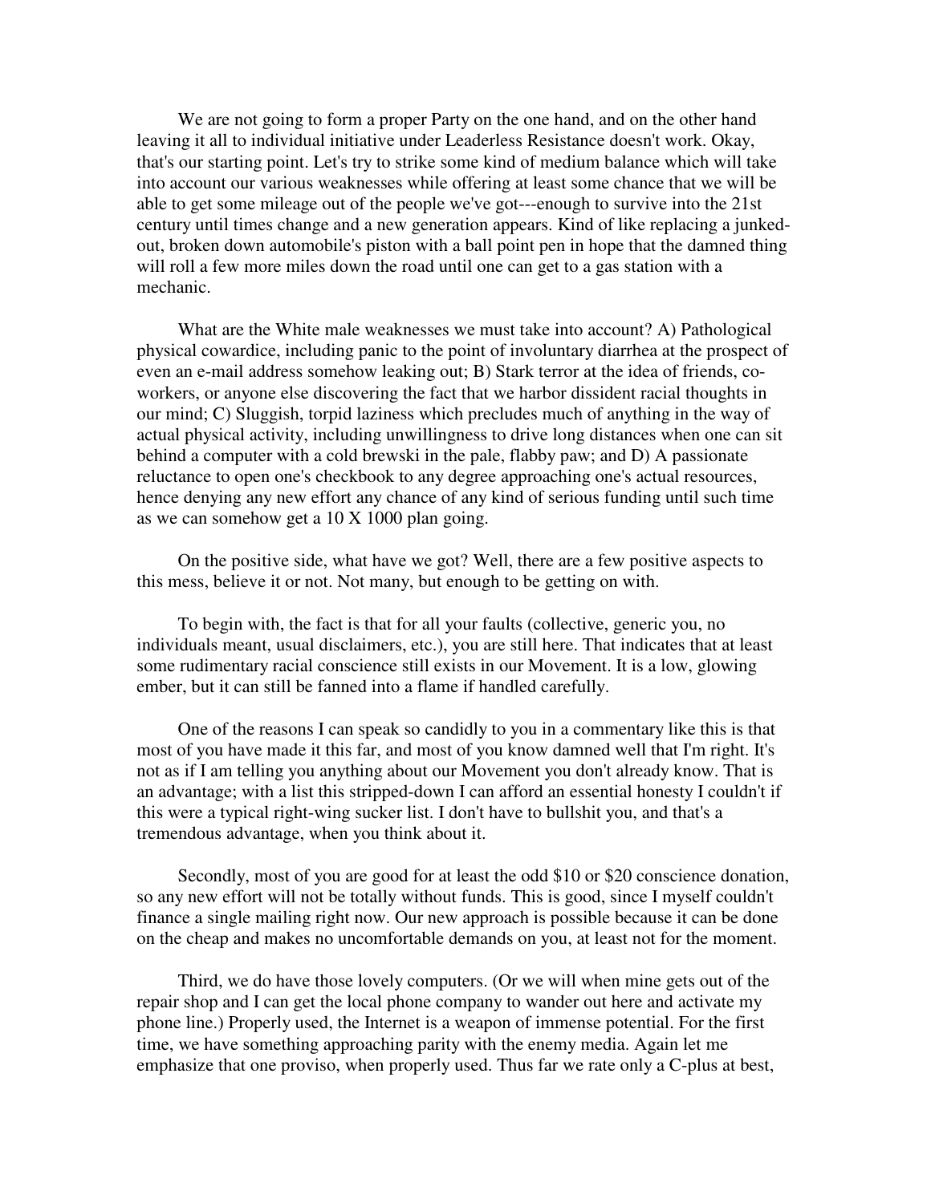We are not going to form a proper Party on the one hand, and on the other hand leaving it all to individual initiative under Leaderless Resistance doesn't work. Okay, that's our starting point. Let's try to strike some kind of medium balance which will take into account our various weaknesses while offering at least some chance that we will be able to get some mileage out of the people we've got---enough to survive into the 21st century until times change and a new generation appears. Kind of like replacing a junked-out, broken down automobile's piston with a ball point pen in hope that the damned thing will roll a few more miles down the road until one can get to a gas station with a mechanic.

What are the White male weaknesses we must take into account? A) Pathological physical cowardice, including panic to the point of involuntary diarrhea at the prospect of even an e-mail address somehow leaking out; B) Stark terror at the idea of friends, co-workers, or anyone else discovering the fact that we harbor dissident racial thoughts in our mind; C) Sluggish, torpid laziness which precludes much of anything in the way of actual physical activity, including unwillingness to drive long distances when one can sit behind a computer with a cold brewski in the pale, flabby paw; and D) A passionate reluctance to open one's checkbook to any degree approaching one's actual resources, hence denying any new effort any chance of any kind of serious funding until such time as we can somehow get a 10 X 1000 plan going.

On the positive side, what have we got? Well, there are a few positive aspects to this mess, believe it or not. Not many, but enough to be getting on with.

To begin with, the fact is that for all your faults (collective, generic you, no individuals meant, usual disclaimers, etc.), you are still here. That indicates that at least some rudimentary racial conscience still exists in our Movement. It is a low, glowing ember, but it can still be fanned into a flame if handled carefully.

One of the reasons I can speak so candidly to you in a commentary like this is that most of you have made it this far, and most of you know damned well that I'm right. It's not as if I am telling you anything about our Movement you don't already know. That is an advantage; with a list this stripped-down I can afford an essential honesty I couldn't if this were a typical right-wing sucker list. I don't have to bullshit you, and that's a tremendous advantage, when you think about it.

Secondly, most of you are good for at least the odd $10 or $20 conscience donation, so any new effort will not be totally without funds. This is good, since I myself couldn't finance a single mailing right now. Our new approach is possible because it can be done on the cheap and makes no uncomfortable demands on you, at least not for the moment.

Third, we do have those lovely computers. (Or we will when mine gets out of the repair shop and I can get the local phone company to wander out here and activate my phone line.) Properly used, the Internet is a weapon of immense potential. For the first time, we have something approaching parity with the enemy media. Again let me emphasize that one proviso, when properly used. Thus far we rate only a C-plus at best,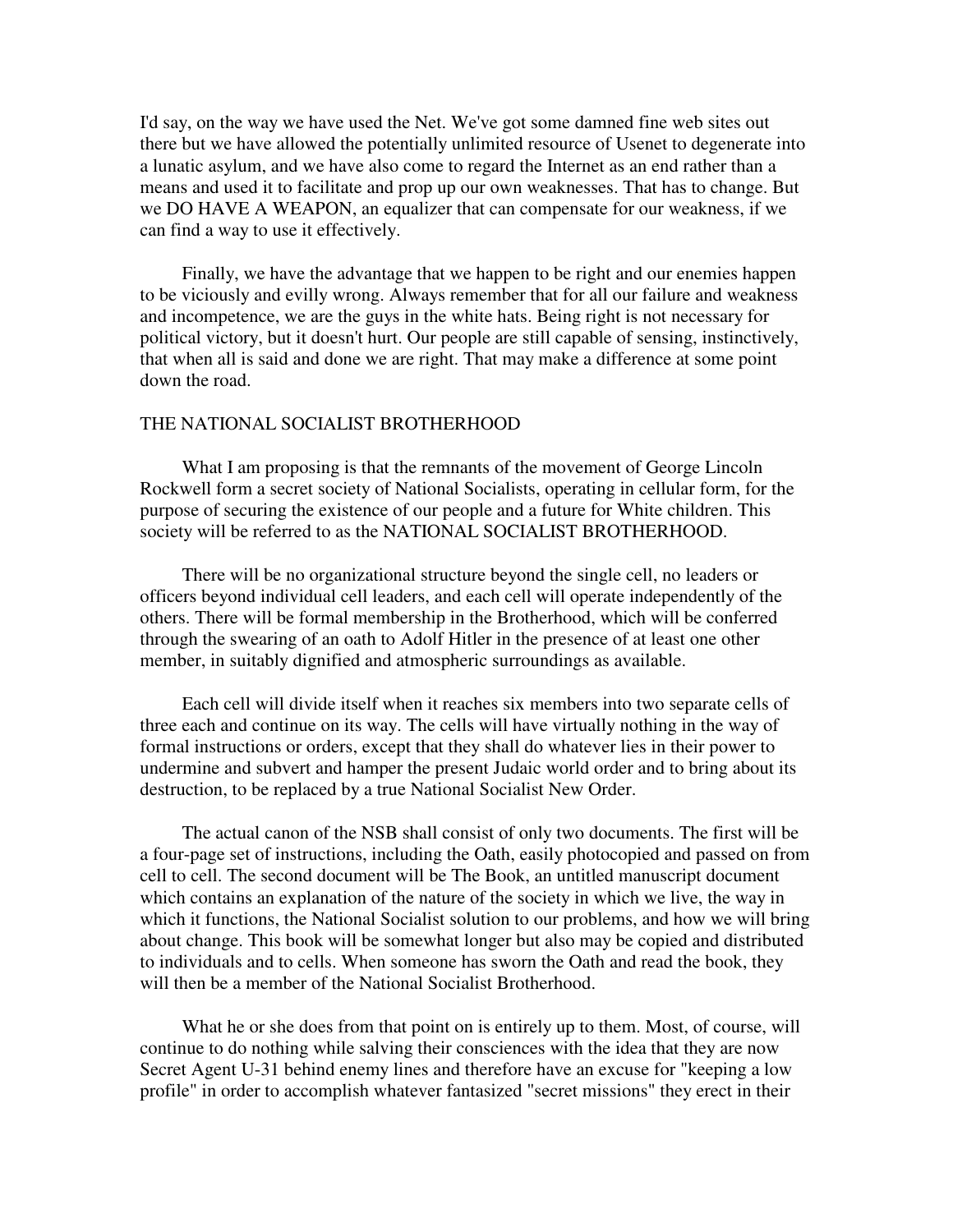I'd say, on the way we have used the Net. We've got some damned fine web sites out there but we have allowed the potentially unlimited resource of Usenet to degenerate into a lunatic asylum, and we have also come to regard the Internet as an end rather than a means and used it to facilitate and prop up our own weaknesses. That has to change. But we DO HAVE A WEAPON, an equalizer that can compensate for our weakness, if we can find a way to use it effectively.

Finally, we have the advantage that we happen to be right and our enemies happen to be viciously and evilly wrong. Always remember that for all our failure and weakness and incompetence, we are the guys in the white hats. Being right is not necessary for political victory, but it doesn't hurt. Our people are still capable of sensing, instinctively, that when all is said and done we are right. That may make a difference at some point down the road.

THE NATIONAL SOCIALIST BROTHERHOOD

What I am proposing is that the remnants of the movement of George Lincoln Rockwell form a secret society of National Socialists, operating in cellular form, for the purpose of securing the existence of our people and a future for White children. This society will be referred to as the NATIONAL SOCIALIST BROTHERHOOD.

There will be no organizational structure beyond the single cell, no leaders or officers beyond individual cell leaders, and each cell will operate independently of the others. There will be formal membership in the Brotherhood, which will be conferred through the swearing of an oath to Adolf Hitler in the presence of at least one other member, in suitably dignified and atmospheric surroundings as available.

Each cell will divide itself when it reaches six members into two separate cells of three each and continue on its way. The cells will have virtually nothing in the way of formal instructions or orders, except that they shall do whatever lies in their power to undermine and subvert and hamper the present Judaic world order and to bring about its destruction, to be replaced by a true National Socialist New Order.

The actual canon of the NSB shall consist of only two documents. The first will be a four-page set of instructions, including the Oath, easily photocopied and passed on from cell to cell. The second document will be The Book, an untitled manuscript document which contains an explanation of the nature of the society in which we live, the way in which it functions, the National Socialist solution to our problems, and how we will bring about change. This book will be somewhat longer but also may be copied and distributed to individuals and to cells. When someone has sworn the Oath and read the book, they will then be a member of the National Socialist Brotherhood.

What he or she does from that point on is entirely up to them. Most, of course, will continue to do nothing while salving their consciences with the idea that they are now Secret Agent U-31 behind enemy lines and therefore have an excuse for "keeping a low profile" in order to accomplish whatever fantasized "secret missions" they erect in their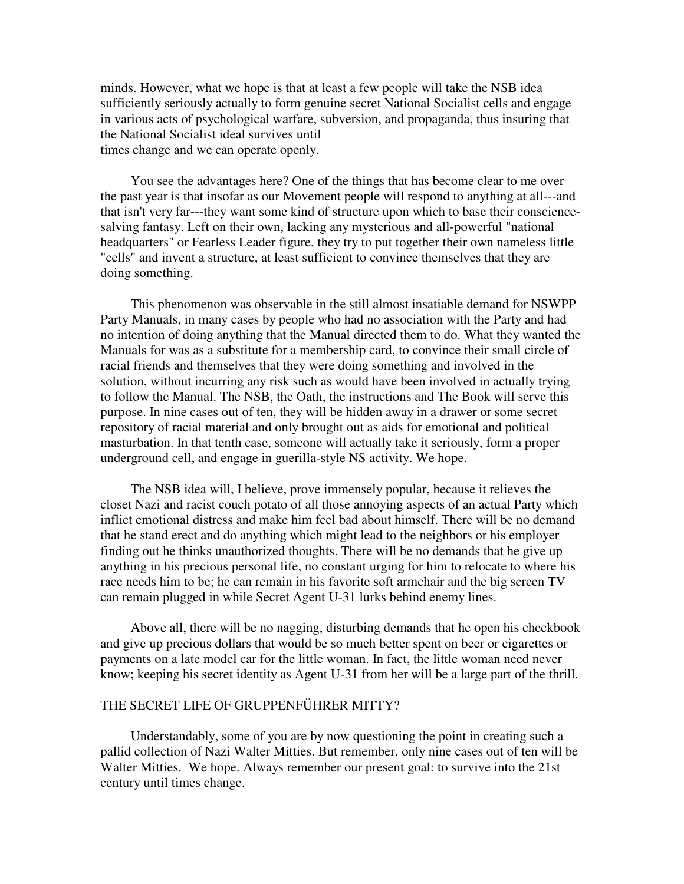minds. However, what we hope is that at least a few people will take the NSB idea sufficiently seriously actually to form genuine secret National Socialist cells and engage in various acts of psychological warfare, subversion, and propaganda, thus insuring that the National Socialist ideal survives until
times change and we can operate openly.

You see the advantages here? One of the things that has become clear to me over the past year is that insofar as our Movement people will respond to anything at all---and that isn't very far---they want some kind of structure upon which to base their conscience-salving fantasy. Left on their own, lacking any mysterious and all-powerful "national headquarters" or Fearless Leader figure, they try to put together their own nameless little "cells" and invent a structure, at least sufficient to convince themselves that they are doing something.

This phenomenon was observable in the still almost insatiable demand for NSWPP Party Manuals, in many cases by people who had no association with the Party and had no intention of doing anything that the Manual directed them to do. What they wanted the Manuals for was as a substitute for a membership card, to convince their small circle of racial friends and themselves that they were doing something and involved in the solution, without incurring any risk such as would have been involved in actually trying to follow the Manual. The NSB, the Oath, the instructions and The Book will serve this purpose. In nine cases out of ten, they will be hidden away in a drawer or some secret repository of racial material and only brought out as aids for emotional and political masturbation. In that tenth case, someone will actually take it seriously, form a proper underground cell, and engage in guerilla-style NS activity. We hope.

The NSB idea will, I believe, prove immensely popular, because it relieves the closet Nazi and racist couch potato of all those annoying aspects of an actual Party which inflict emotional distress and make him feel bad about himself. There will be no demand that he stand erect and do anything which might lead to the neighbors or his employer finding out he thinks unauthorized thoughts. There will be no demands that he give up anything in his precious personal life, no constant urging for him to relocate to where his race needs him to be; he can remain in his favorite soft armchair and the big screen TV can remain plugged in while Secret Agent U-31 lurks behind enemy lines.

Above all, there will be no nagging, disturbing demands that he open his checkbook and give up precious dollars that would be so much better spent on beer or cigarettes or payments on a late model car for the little woman. In fact, the little woman need never know; keeping his secret identity as Agent U-31 from her will be a large part of the thrill.

## THE SECRET LIFE OF GRUPPENFÜHRER MITTY?

Understandably, some of you are by now questioning the point in creating such a pallid collection of Nazi Walter Mitties. But remember, only nine cases out of ten will be Walter Mitties. We hope. Always remember our present goal: to survive into the 21st century until times change.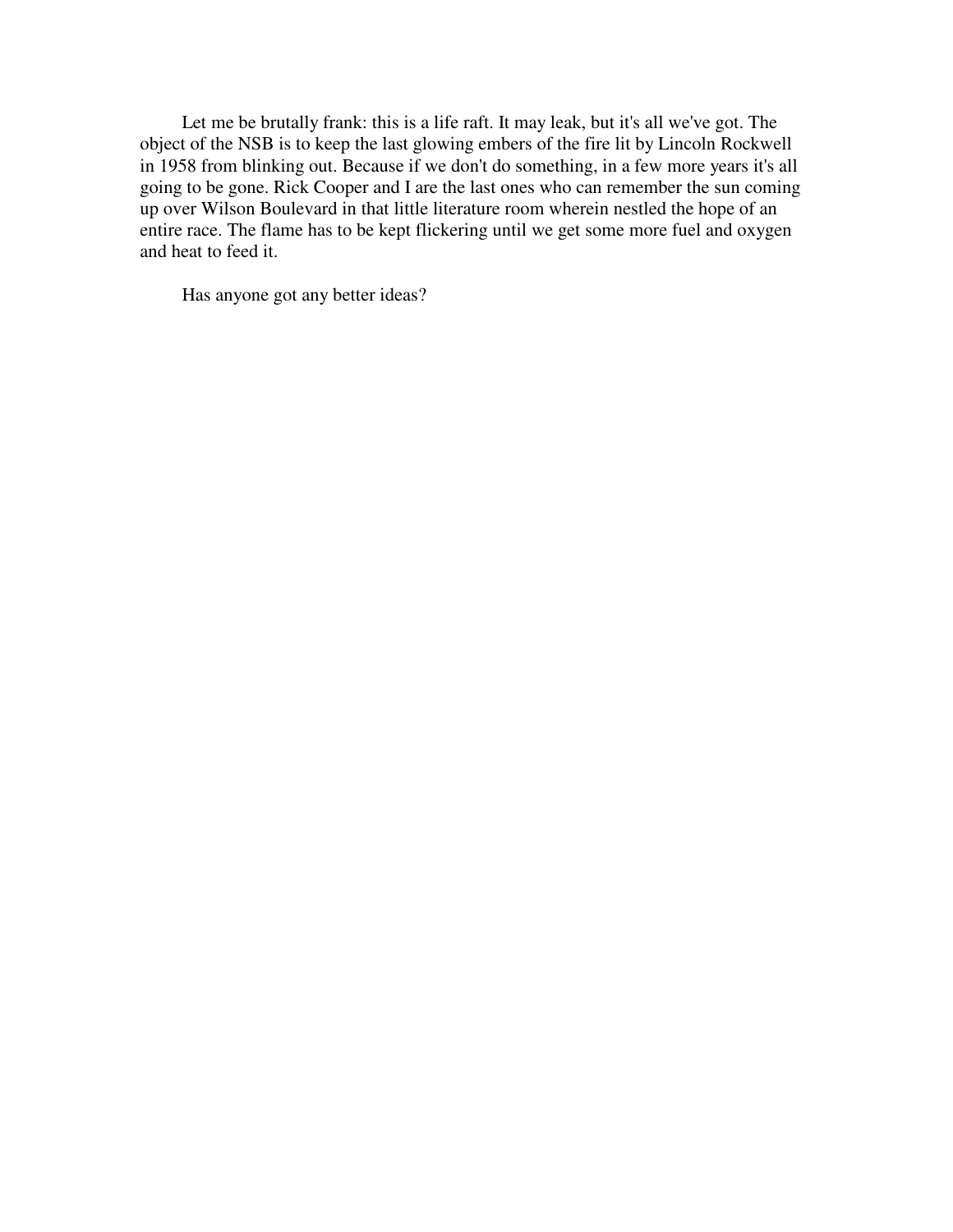Let me be brutally frank: this is a life raft. It may leak, but it's all we've got. The object of the NSB is to keep the last glowing embers of the fire lit by Lincoln Rockwell in 1958 from blinking out. Because if we don't do something, in a few more years it's all going to be gone. Rick Cooper and I are the last ones who can remember the sun coming up over Wilson Boulevard in that little literature room wherein nestled the hope of an entire race. The flame has to be kept flickering until we get some more fuel and oxygen and heat to feed it.

Has anyone got any better ideas?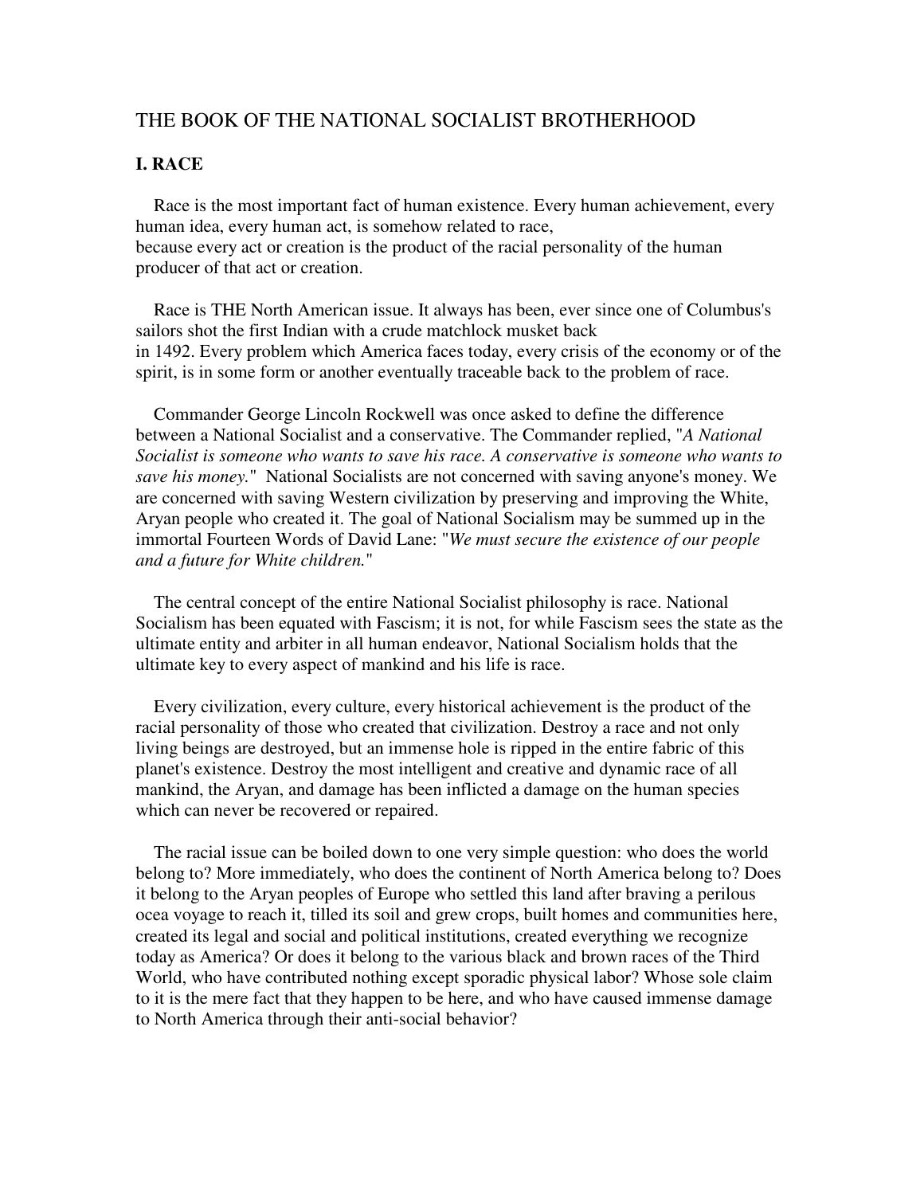# THE BOOK OF THE NATIONAL SOCIALIST BROTHERHOOD

## I. RACE

Race is the most important fact of human existence. Every human achievement, every human idea, every human act, is somehow related to race, because every act or creation is the product of the racial personality of the human producer of that act or creation.

Race is THE North American issue. It always has been, ever since one of Columbus's sailors shot the first Indian with a crude matchlock musket back in 1492. Every problem which America faces today, every crisis of the economy or of the spirit, is in some form or another eventually traceable back to the problem of race.

Commander George Lincoln Rockwell was once asked to define the difference between a National Socialist and a conservative. The Commander replied, "*A National Socialist is someone who wants to save his race. A conservative is someone who wants to save his money.*" National Socialists are not concerned with saving anyone's money. We are concerned with saving Western civilization by preserving and improving the White, Aryan people who created it. The goal of National Socialism may be summed up in the immortal Fourteen Words of David Lane: "*We must secure the existence of our people and a future for White children.*"

The central concept of the entire National Socialist philosophy is race. National Socialism has been equated with Fascism; it is not, for while Fascism sees the state as the ultimate entity and arbiter in all human endeavor, National Socialism holds that the ultimate key to every aspect of mankind and his life is race.

Every civilization, every culture, every historical achievement is the product of the racial personality of those who created that civilization. Destroy a race and not only living beings are destroyed, but an immense hole is ripped in the entire fabric of this planet's existence. Destroy the most intelligent and creative and dynamic race of all mankind, the Aryan, and damage has been inflicted a damage on the human species which can never be recovered or repaired.

The racial issue can be boiled down to one very simple question: who does the world belong to? More immediately, who does the continent of North America belong to? Does it belong to the Aryan peoples of Europe who settled this land after braving a perilous ocea voyage to reach it, tilled its soil and grew crops, built homes and communities here, created its legal and social and political institutions, created everything we recognize today as America? Or does it belong to the various black and brown races of the Third World, who have contributed nothing except sporadic physical labor? Whose sole claim to it is the mere fact that they happen to be here, and who have caused immense damage to North America through their anti-social behavior?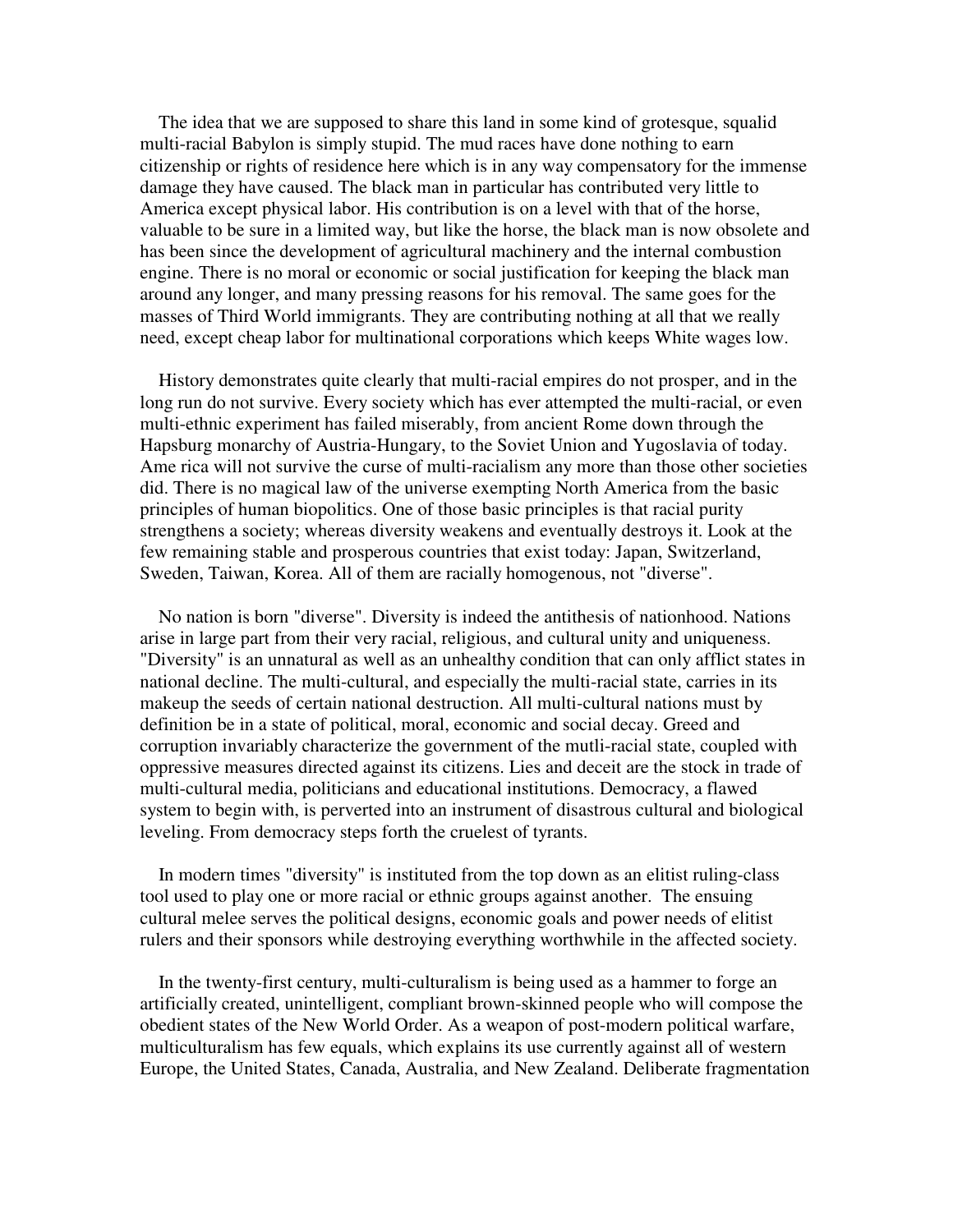The idea that we are supposed to share this land in some kind of grotesque, squalid multi-racial Babylon is simply stupid. The mud races have done nothing to earn citizenship or rights of residence here which is in any way compensatory for the immense damage they have caused. The black man in particular has contributed very little to America except physical labor. His contribution is on a level with that of the horse, valuable to be sure in a limited way, but like the horse, the black man is now obsolete and has been since the development of agricultural machinery and the internal combustion engine. There is no moral or economic or social justification for keeping the black man around any longer, and many pressing reasons for his removal. The same goes for the masses of Third World immigrants. They are contributing nothing at all that we really need, except cheap labor for multinational corporations which keeps White wages low.

History demonstrates quite clearly that multi-racial empires do not prosper, and in the long run do not survive. Every society which has ever attempted the multi-racial, or even multi-ethnic experiment has failed miserably, from ancient Rome down through the Hapsburg monarchy of Austria-Hungary, to the Soviet Union and Yugoslavia of today. Ame rica will not survive the curse of multi-racialism any more than those other societies did. There is no magical law of the universe exempting North America from the basic principles of human biopolitics. One of those basic principles is that racial purity strengthens a society; whereas diversity weakens and eventually destroys it. Look at the few remaining stable and prosperous countries that exist today: Japan, Switzerland, Sweden, Taiwan, Korea. All of them are racially homogenous, not "diverse".

No nation is born "diverse". Diversity is indeed the antithesis of nationhood. Nations arise in large part from their very racial, religious, and cultural unity and uniqueness. "Diversity" is an unnatural as well as an unhealthy condition that can only afflict states in national decline. The multi-cultural, and especially the multi-racial state, carries in its makeup the seeds of certain national destruction. All multi-cultural nations must by definition be in a state of political, moral, economic and social decay. Greed and corruption invariably characterize the government of the mutli-racial state, coupled with oppressive measures directed against its citizens. Lies and deceit are the stock in trade of multi-cultural media, politicians and educational institutions. Democracy, a flawed system to begin with, is perverted into an instrument of disastrous cultural and biological leveling. From democracy steps forth the cruelest of tyrants.

In modern times "diversity" is instituted from the top down as an elitist ruling-class tool used to play one or more racial or ethnic groups against another. The ensuing cultural melee serves the political designs, economic goals and power needs of elitist rulers and their sponsors while destroying everything worthwhile in the affected society.

In the twenty-first century, multi-culturalism is being used as a hammer to forge an artificially created, unintelligent, compliant brown-skinned people who will compose the obedient states of the New World Order. As a weapon of post-modern political warfare, multiculturalism has few equals, which explains its use currently against all of western Europe, the United States, Canada, Australia, and New Zealand. Deliberate fragmentation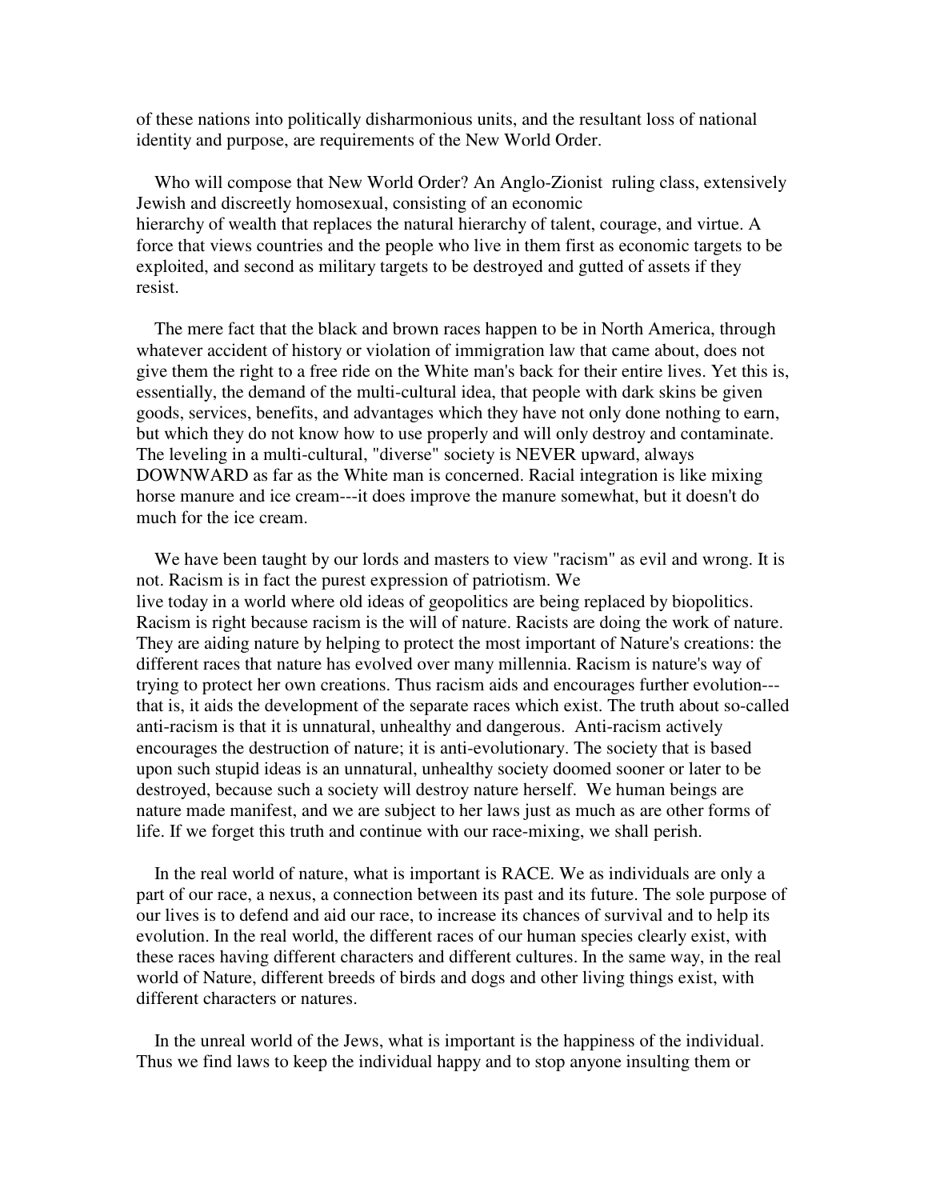of these nations into politically disharmonious units, and the resultant loss of national identity and purpose, are requirements of the New World Order.

Who will compose that New World Order? An Anglo-Zionist ruling class, extensively Jewish and discreetly homosexual, consisting of an economic hierarchy of wealth that replaces the natural hierarchy of talent, courage, and virtue. A force that views countries and the people who live in them first as economic targets to be exploited, and second as military targets to be destroyed and gutted of assets if they resist.

The mere fact that the black and brown races happen to be in North America, through whatever accident of history or violation of immigration law that came about, does not give them the right to a free ride on the White man's back for their entire lives. Yet this is, essentially, the demand of the multi-cultural idea, that people with dark skins be given goods, services, benefits, and advantages which they have not only done nothing to earn, but which they do not know how to use properly and will only destroy and contaminate. The leveling in a multi-cultural, "diverse" society is NEVER upward, always DOWNWARD as far as the White man is concerned. Racial integration is like mixing horse manure and ice cream---it does improve the manure somewhat, but it doesn't do much for the ice cream.

We have been taught by our lords and masters to view "racism" as evil and wrong. It is not. Racism is in fact the purest expression of patriotism. We live today in a world where old ideas of geopolitics are being replaced by biopolitics. Racism is right because racism is the will of nature. Racists are doing the work of nature. They are aiding nature by helping to protect the most important of Nature's creations: the different races that nature has evolved over many millennia. Racism is nature's way of trying to protect her own creations. Thus racism aids and encourages further evolution---that is, it aids the development of the separate races which exist. The truth about so-called anti-racism is that it is unnatural, unhealthy and dangerous. Anti-racism actively encourages the destruction of nature; it is anti-evolutionary. The society that is based upon such stupid ideas is an unnatural, unhealthy society doomed sooner or later to be destroyed, because such a society will destroy nature herself. We human beings are nature made manifest, and we are subject to her laws just as much as are other forms of life. If we forget this truth and continue with our race-mixing, we shall perish.

In the real world of nature, what is important is RACE. We as individuals are only a part of our race, a nexus, a connection between its past and its future. The sole purpose of our lives is to defend and aid our race, to increase its chances of survival and to help its evolution. In the real world, the different races of our human species clearly exist, with these races having different characters and different cultures. In the same way, in the real world of Nature, different breeds of birds and dogs and other living things exist, with different characters or natures.

In the unreal world of the Jews, what is important is the happiness of the individual. Thus we find laws to keep the individual happy and to stop anyone insulting them or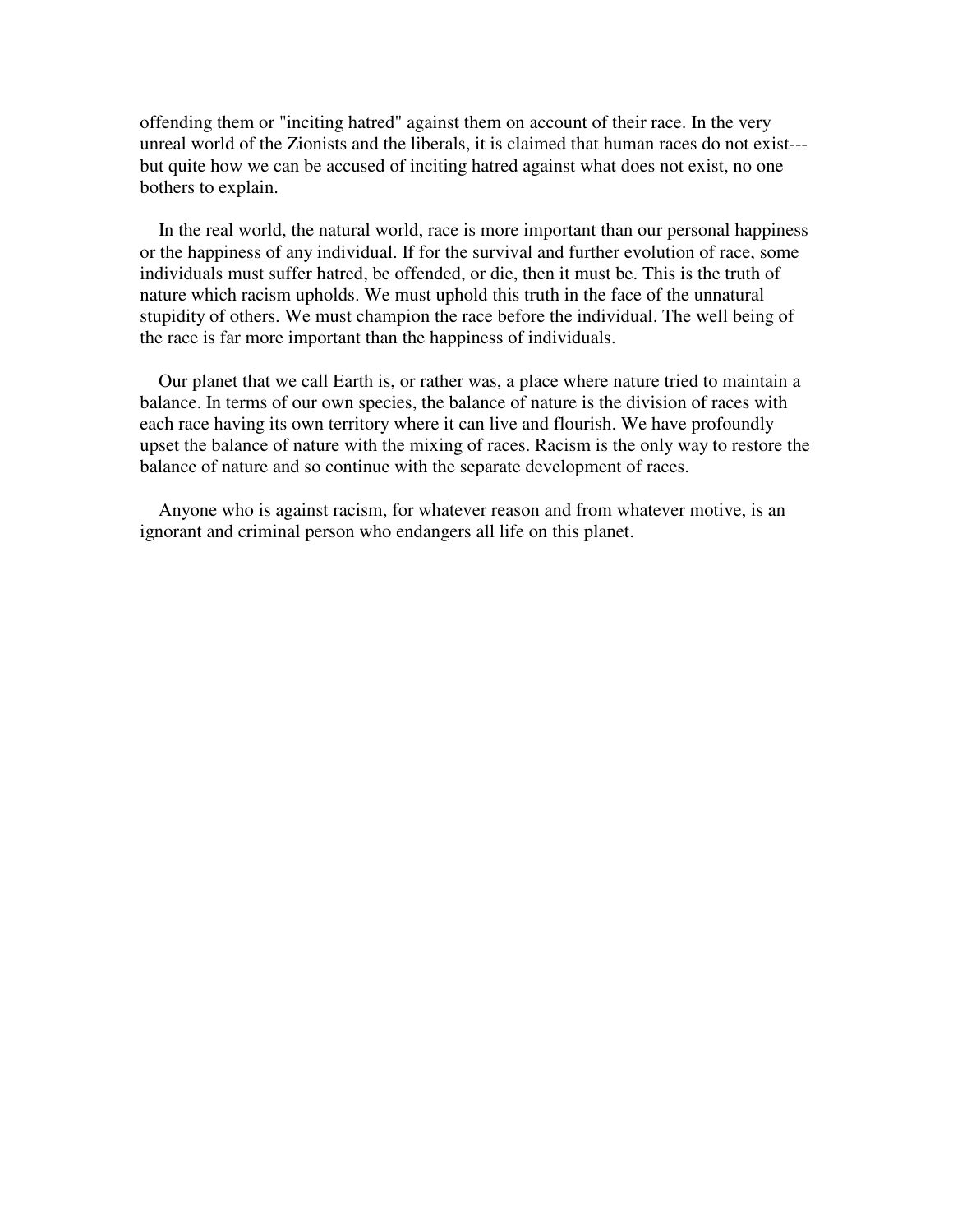offending them or "inciting hatred" against them on account of their race. In the very unreal world of the Zionists and the liberals, it is claimed that human races do not exist---but quite how we can be accused of inciting hatred against what does not exist, no one bothers to explain.

In the real world, the natural world, race is more important than our personal happiness or the happiness of any individual. If for the survival and further evolution of race, some individuals must suffer hatred, be offended, or die, then it must be. This is the truth of nature which racism upholds. We must uphold this truth in the face of the unnatural stupidity of others. We must champion the race before the individual. The well being of the race is far more important than the happiness of individuals.

Our planet that we call Earth is, or rather was, a place where nature tried to maintain a balance. In terms of our own species, the balance of nature is the division of races with each race having its own territory where it can live and flourish. We have profoundly upset the balance of nature with the mixing of races. Racism is the only way to restore the balance of nature and so continue with the separate development of races.

Anyone who is against racism, for whatever reason and from whatever motive, is an ignorant and criminal person who endangers all life on this planet.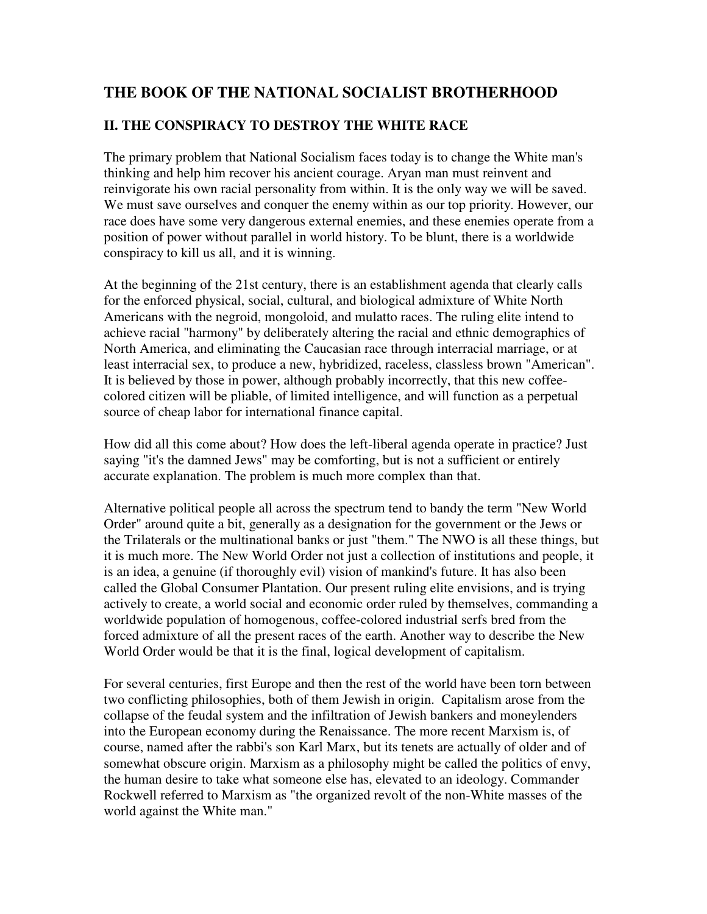## THE BOOK OF THE NATIONAL SOCIALIST BROTHERHOOD

### II. THE CONSPIRACY TO DESTROY THE WHITE RACE

The primary problem that National Socialism faces today is to change the White man's thinking and help him recover his ancient courage. Aryan man must reinvent and reinvigorate his own racial personality from within. It is the only way we will be saved. We must save ourselves and conquer the enemy within as our top priority. However, our race does have some very dangerous external enemies, and these enemies operate from a position of power without parallel in world history. To be blunt, there is a worldwide conspiracy to kill us all, and it is winning.

At the beginning of the 21st century, there is an establishment agenda that clearly calls for the enforced physical, social, cultural, and biological admixture of White North Americans with the negroid, mongoloid, and mulatto races. The ruling elite intend to achieve racial "harmony" by deliberately altering the racial and ethnic demographics of North America, and eliminating the Caucasian race through interracial marriage, or at least interracial sex, to produce a new, hybridized, raceless, classless brown "American". It is believed by those in power, although probably incorrectly, that this new coffee-colored citizen will be pliable, of limited intelligence, and will function as a perpetual source of cheap labor for international finance capital.

How did all this come about? How does the left-liberal agenda operate in practice? Just saying "it's the damned Jews" may be comforting, but is not a sufficient or entirely accurate explanation. The problem is much more complex than that.

Alternative political people all across the spectrum tend to bandy the term "New World Order" around quite a bit, generally as a designation for the government or the Jews or the Trilaterals or the multinational banks or just "them." The NWO is all these things, but it is much more. The New World Order not just a collection of institutions and people, it is an idea, a genuine (if thoroughly evil) vision of mankind's future. It has also been called the Global Consumer Plantation. Our present ruling elite envisions, and is trying actively to create, a world social and economic order ruled by themselves, commanding a worldwide population of homogenous, coffee-colored industrial serfs bred from the forced admixture of all the present races of the earth. Another way to describe the New World Order would be that it is the final, logical development of capitalism.

For several centuries, first Europe and then the rest of the world have been torn between two conflicting philosophies, both of them Jewish in origin. Capitalism arose from the collapse of the feudal system and the infiltration of Jewish bankers and moneylenders into the European economy during the Renaissance. The more recent Marxism is, of course, named after the rabbi's son Karl Marx, but its tenets are actually of older and of somewhat obscure origin. Marxism as a philosophy might be called the politics of envy, the human desire to take what someone else has, elevated to an ideology. Commander Rockwell referred to Marxism as "the organized revolt of the non-White masses of the world against the White man."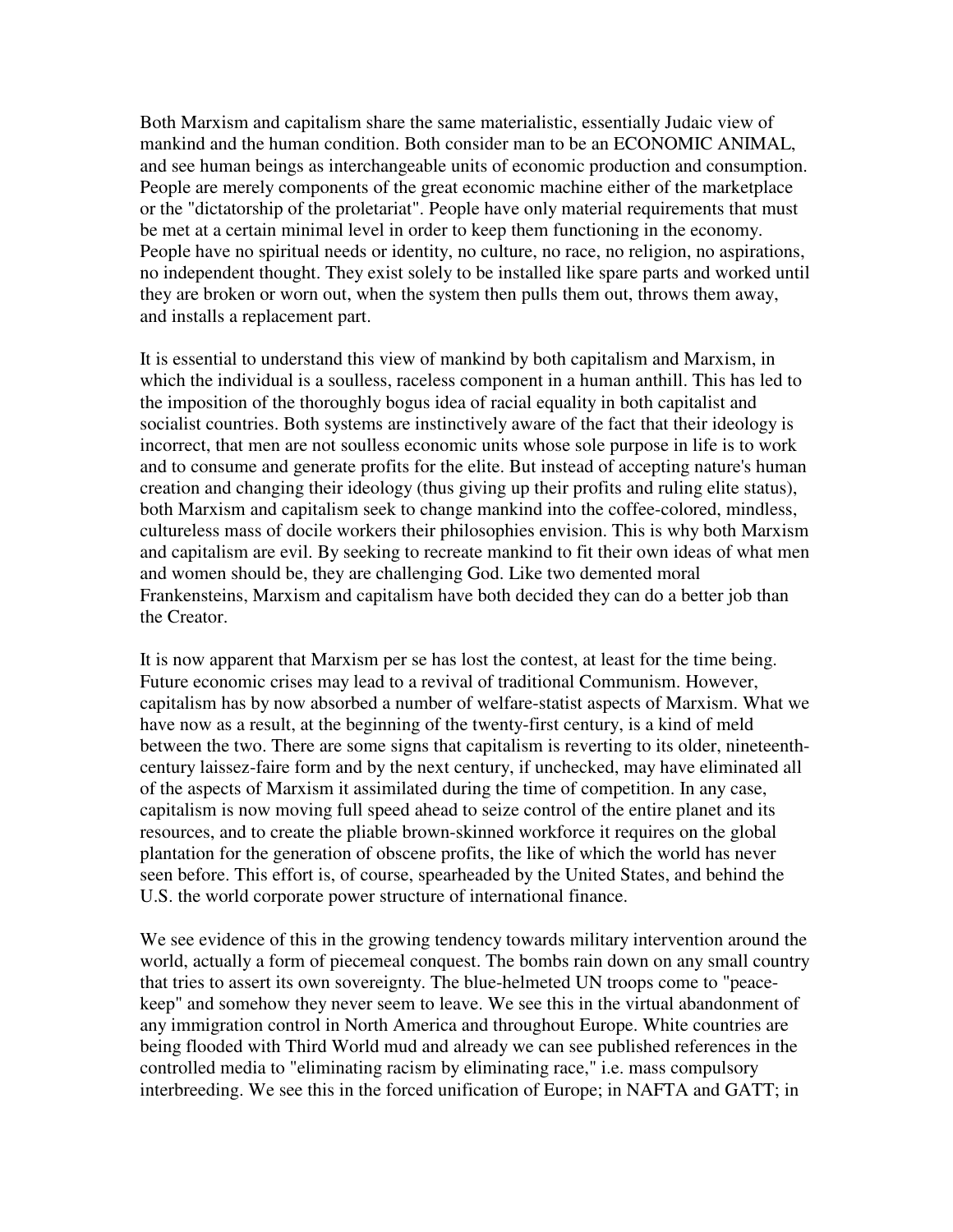Both Marxism and capitalism share the same materialistic, essentially Judaic view of mankind and the human condition. Both consider man to be an ECONOMIC ANIMAL, and see human beings as interchangeable units of economic production and consumption. People are merely components of the great economic machine either of the marketplace or the "dictatorship of the proletariat". People have only material requirements that must be met at a certain minimal level in order to keep them functioning in the economy. People have no spiritual needs or identity, no culture, no race, no religion, no aspirations, no independent thought. They exist solely to be installed like spare parts and worked until they are broken or worn out, when the system then pulls them out, throws them away, and installs a replacement part.

It is essential to understand this view of mankind by both capitalism and Marxism, in which the individual is a soulless, raceless component in a human anthill. This has led to the imposition of the thoroughly bogus idea of racial equality in both capitalist and socialist countries. Both systems are instinctively aware of the fact that their ideology is incorrect, that men are not soulless economic units whose sole purpose in life is to work and to consume and generate profits for the elite. But instead of accepting nature's human creation and changing their ideology (thus giving up their profits and ruling elite status), both Marxism and capitalism seek to change mankind into the coffee-colored, mindless, cultureless mass of docile workers their philosophies envision. This is why both Marxism and capitalism are evil. By seeking to recreate mankind to fit their own ideas of what men and women should be, they are challenging God. Like two demented moral Frankensteins, Marxism and capitalism have both decided they can do a better job than the Creator.

It is now apparent that Marxism per se has lost the contest, at least for the time being. Future economic crises may lead to a revival of traditional Communism. However, capitalism has by now absorbed a number of welfare-statist aspects of Marxism. What we have now as a result, at the beginning of the twenty-first century, is a kind of meld between the two. There are some signs that capitalism is reverting to its older, nineteenth-century laissez-faire form and by the next century, if unchecked, may have eliminated all of the aspects of Marxism it assimilated during the time of competition. In any case, capitalism is now moving full speed ahead to seize control of the entire planet and its resources, and to create the pliable brown-skinned workforce it requires on the global plantation for the generation of obscene profits, the like of which the world has never seen before. This effort is, of course, spearheaded by the United States, and behind the U.S. the world corporate power structure of international finance.

We see evidence of this in the growing tendency towards military intervention around the world, actually a form of piecemeal conquest. The bombs rain down on any small country that tries to assert its own sovereignty. The blue-helmeted UN troops come to "peace-keep" and somehow they never seem to leave. We see this in the virtual abandonment of any immigration control in North America and throughout Europe. White countries are being flooded with Third World mud and already we can see published references in the controlled media to "eliminating racism by eliminating race," i.e. mass compulsory interbreeding. We see this in the forced unification of Europe; in NAFTA and GATT; in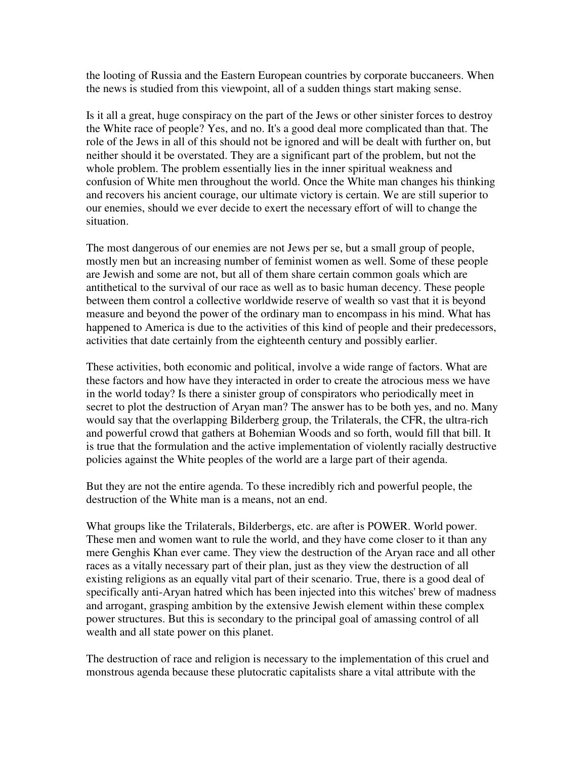the looting of Russia and the Eastern European countries by corporate buccaneers. When the news is studied from this viewpoint, all of a sudden things start making sense.

Is it all a great, huge conspiracy on the part of the Jews or other sinister forces to destroy the White race of people? Yes, and no. It's a good deal more complicated than that. The role of the Jews in all of this should not be ignored and will be dealt with further on, but neither should it be overstated. They are a significant part of the problem, but not the whole problem. The problem essentially lies in the inner spiritual weakness and confusion of White men throughout the world. Once the White man changes his thinking and recovers his ancient courage, our ultimate victory is certain. We are still superior to our enemies, should we ever decide to exert the necessary effort of will to change the situation.

The most dangerous of our enemies are not Jews per se, but a small group of people, mostly men but an increasing number of feminist women as well. Some of these people are Jewish and some are not, but all of them share certain common goals which are antithetical to the survival of our race as well as to basic human decency. These people between them control a collective worldwide reserve of wealth so vast that it is beyond measure and beyond the power of the ordinary man to encompass in his mind. What has happened to America is due to the activities of this kind of people and their predecessors, activities that date certainly from the eighteenth century and possibly earlier.

These activities, both economic and political, involve a wide range of factors. What are these factors and how have they interacted in order to create the atrocious mess we have in the world today? Is there a sinister group of conspirators who periodically meet in secret to plot the destruction of Aryan man? The answer has to be both yes, and no. Many would say that the overlapping Bilderberg group, the Trilaterals, the CFR, the ultra-rich and powerful crowd that gathers at Bohemian Woods and so forth, would fill that bill. It is true that the formulation and the active implementation of violently racially destructive policies against the White peoples of the world are a large part of their agenda.

But they are not the entire agenda. To these incredibly rich and powerful people, the destruction of the White man is a means, not an end.

What groups like the Trilaterals, Bilderbergs, etc. are after is POWER. World power. These men and women want to rule the world, and they have come closer to it than any mere Genghis Khan ever came. They view the destruction of the Aryan race and all other races as a vitally necessary part of their plan, just as they view the destruction of all existing religions as an equally vital part of their scenario. True, there is a good deal of specifically anti-Aryan hatred which has been injected into this witches' brew of madness and arrogant, grasping ambition by the extensive Jewish element within these complex power structures. But this is secondary to the principal goal of amassing control of all wealth and all state power on this planet.

The destruction of race and religion is necessary to the implementation of this cruel and monstrous agenda because these plutocratic capitalists share a vital attribute with the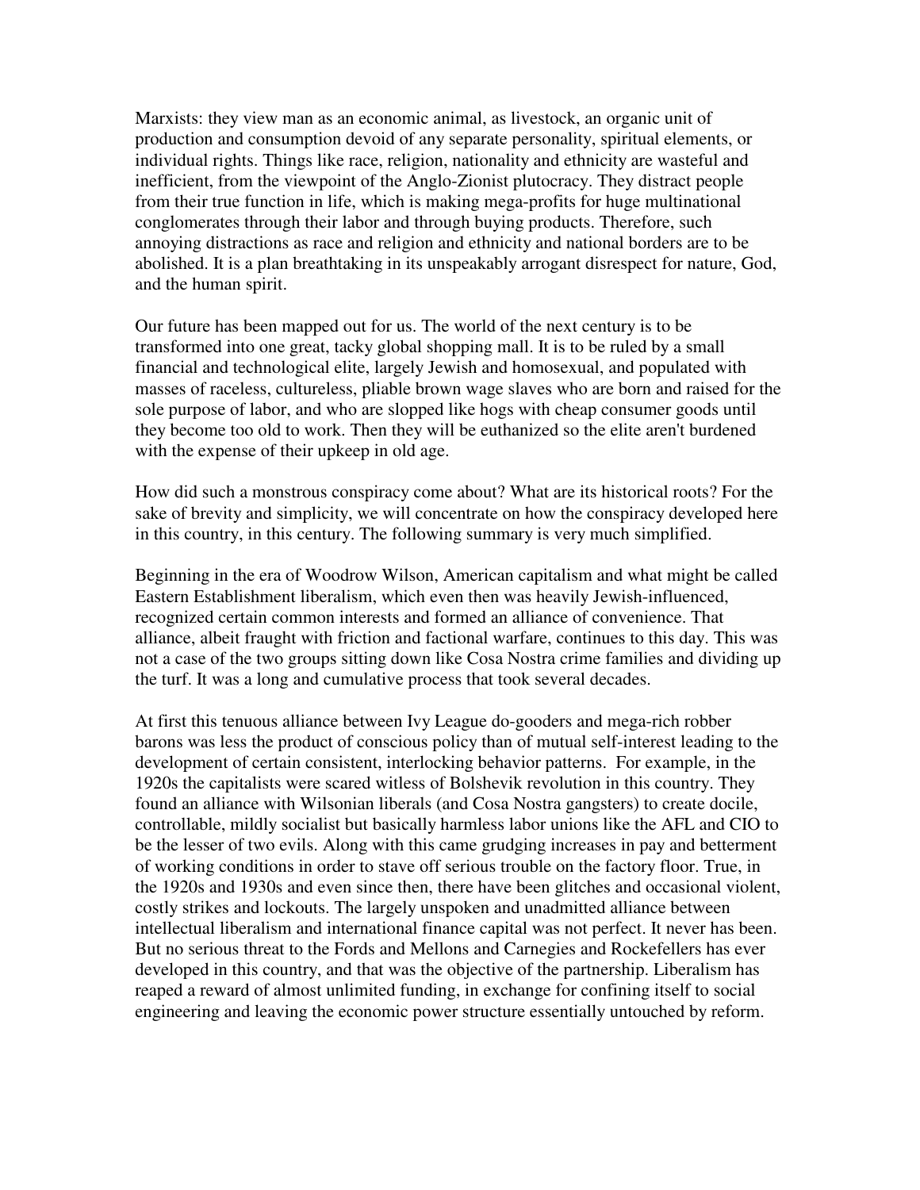Marxists: they view man as an economic animal, as livestock, an organic unit of production and consumption devoid of any separate personality, spiritual elements, or individual rights. Things like race, religion, nationality and ethnicity are wasteful and inefficient, from the viewpoint of the Anglo-Zionist plutocracy. They distract people from their true function in life, which is making mega-profits for huge multinational conglomerates through their labor and through buying products. Therefore, such annoying distractions as race and religion and ethnicity and national borders are to be abolished. It is a plan breathtaking in its unspeakably arrogant disrespect for nature, God, and the human spirit.

Our future has been mapped out for us. The world of the next century is to be transformed into one great, tacky global shopping mall. It is to be ruled by a small financial and technological elite, largely Jewish and homosexual, and populated with masses of raceless, cultureless, pliable brown wage slaves who are born and raised for the sole purpose of labor, and who are slopped like hogs with cheap consumer goods until they become too old to work. Then they will be euthanized so the elite aren't burdened with the expense of their upkeep in old age.

How did such a monstrous conspiracy come about? What are its historical roots? For the sake of brevity and simplicity, we will concentrate on how the conspiracy developed here in this country, in this century. The following summary is very much simplified.

Beginning in the era of Woodrow Wilson, American capitalism and what might be called Eastern Establishment liberalism, which even then was heavily Jewish-influenced, recognized certain common interests and formed an alliance of convenience. That alliance, albeit fraught with friction and factional warfare, continues to this day. This was not a case of the two groups sitting down like Cosa Nostra crime families and dividing up the turf. It was a long and cumulative process that took several decades.

At first this tenuous alliance between Ivy League do-gooders and mega-rich robber barons was less the product of conscious policy than of mutual self-interest leading to the development of certain consistent, interlocking behavior patterns. For example, in the 1920s the capitalists were scared witless of Bolshevik revolution in this country. They found an alliance with Wilsonian liberals (and Cosa Nostra gangsters) to create docile, controllable, mildly socialist but basically harmless labor unions like the AFL and CIO to be the lesser of two evils. Along with this came grudging increases in pay and betterment of working conditions in order to stave off serious trouble on the factory floor. True, in the 1920s and 1930s and even since then, there have been glitches and occasional violent, costly strikes and lockouts. The largely unspoken and unadmitted alliance between intellectual liberalism and international finance capital was not perfect. It never has been. But no serious threat to the Fords and Mellons and Carnegies and Rockefellers has ever developed in this country, and that was the objective of the partnership. Liberalism has reaped a reward of almost unlimited funding, in exchange for confining itself to social engineering and leaving the economic power structure essentially untouched by reform.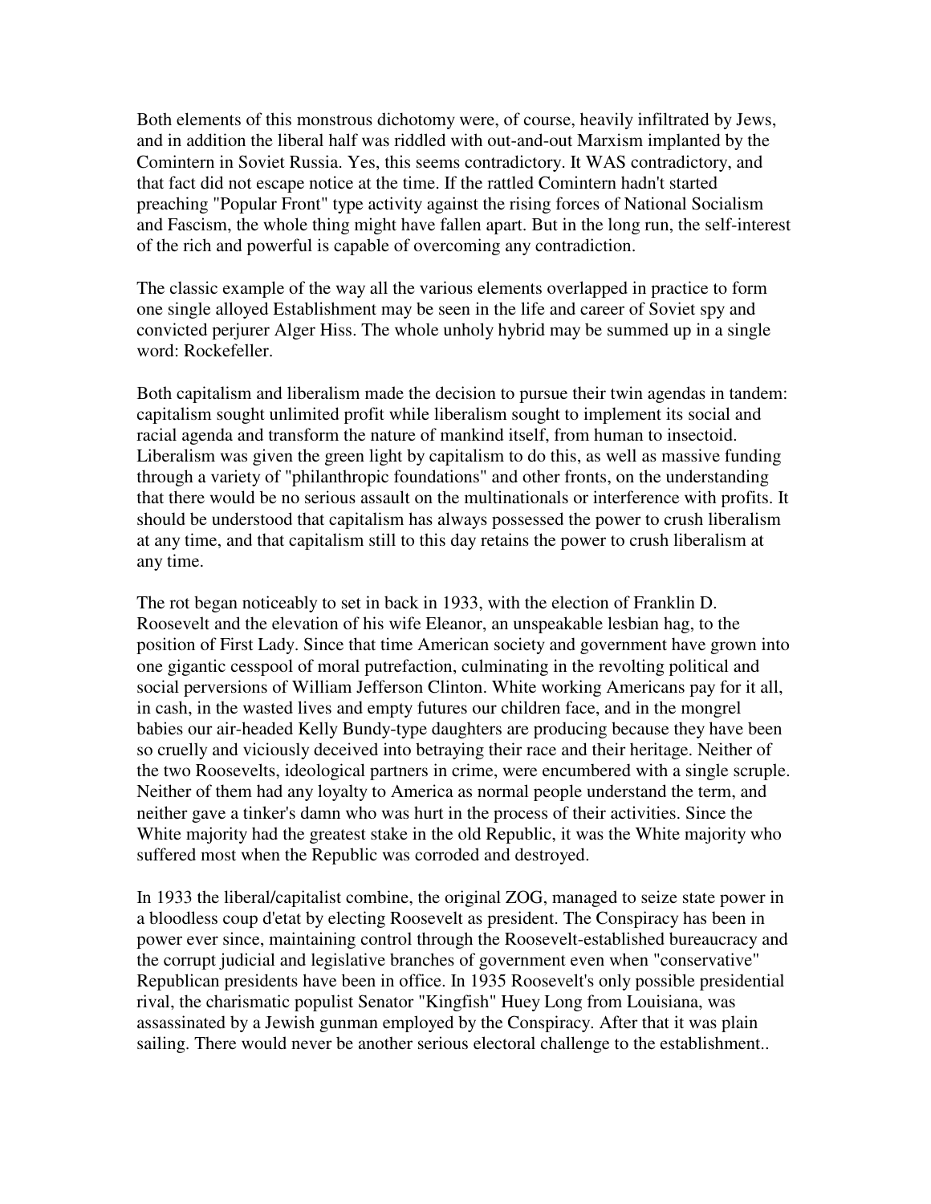Both elements of this monstrous dichotomy were, of course, heavily infiltrated by Jews, and in addition the liberal half was riddled with out-and-out Marxism implanted by the Comintern in Soviet Russia. Yes, this seems contradictory. It WAS contradictory, and that fact did not escape notice at the time. If the rattled Comintern hadn't started preaching "Popular Front" type activity against the rising forces of National Socialism and Fascism, the whole thing might have fallen apart. But in the long run, the self-interest of the rich and powerful is capable of overcoming any contradiction.

The classic example of the way all the various elements overlapped in practice to form one single alloyed Establishment may be seen in the life and career of Soviet spy and convicted perjurer Alger Hiss. The whole unholy hybrid may be summed up in a single word: Rockefeller.

Both capitalism and liberalism made the decision to pursue their twin agendas in tandem: capitalism sought unlimited profit while liberalism sought to implement its social and racial agenda and transform the nature of mankind itself, from human to insectoid. Liberalism was given the green light by capitalism to do this, as well as massive funding through a variety of "philanthropic foundations" and other fronts, on the understanding that there would be no serious assault on the multinationals or interference with profits. It should be understood that capitalism has always possessed the power to crush liberalism at any time, and that capitalism still to this day retains the power to crush liberalism at any time.

The rot began noticeably to set in back in 1933, with the election of Franklin D. Roosevelt and the elevation of his wife Eleanor, an unspeakable lesbian hag, to the position of First Lady. Since that time American society and government have grown into one gigantic cesspool of moral putrefaction, culminating in the revolting political and social perversions of William Jefferson Clinton. White working Americans pay for it all, in cash, in the wasted lives and empty futures our children face, and in the mongrel babies our air-headed Kelly Bundy-type daughters are producing because they have been so cruelly and viciously deceived into betraying their race and their heritage. Neither of the two Roosevelts, ideological partners in crime, were encumbered with a single scruple. Neither of them had any loyalty to America as normal people understand the term, and neither gave a tinker's damn who was hurt in the process of their activities. Since the White majority had the greatest stake in the old Republic, it was the White majority who suffered most when the Republic was corroded and destroyed.

In 1933 the liberal/capitalist combine, the original ZOG, managed to seize state power in a bloodless coup d'etat by electing Roosevelt as president. The Conspiracy has been in power ever since, maintaining control through the Roosevelt-established bureaucracy and the corrupt judicial and legislative branches of government even when "conservative" Republican presidents have been in office. In 1935 Roosevelt's only possible presidential rival, the charismatic populist Senator "Kingfish" Huey Long from Louisiana, was assassinated by a Jewish gunman employed by the Conspiracy. After that it was plain sailing. There would never be another serious electoral challenge to the establishment..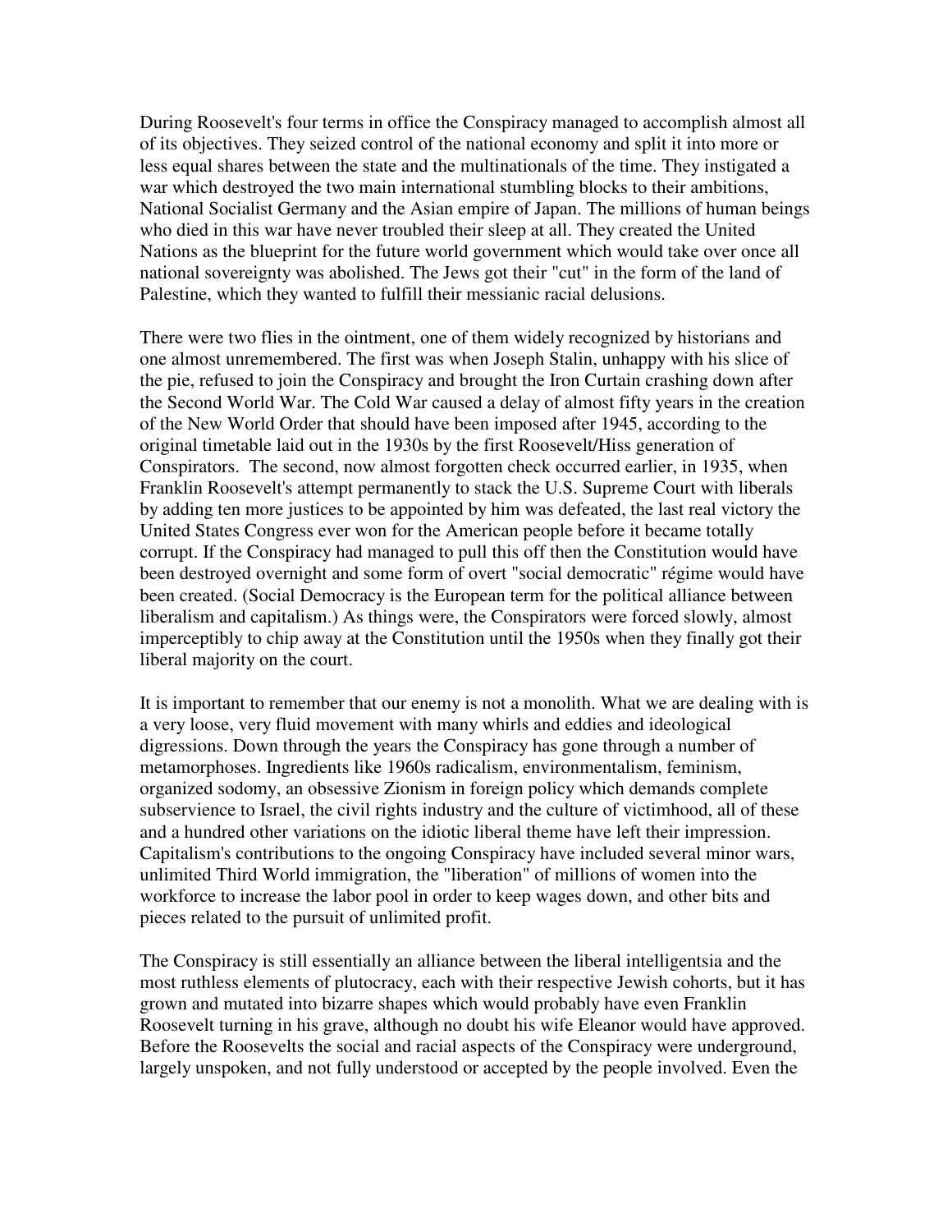During Roosevelt's four terms in office the Conspiracy managed to accomplish almost all of its objectives. They seized control of the national economy and split it into more or less equal shares between the state and the multinationals of the time. They instigated a war which destroyed the two main international stumbling blocks to their ambitions, National Socialist Germany and the Asian empire of Japan. The millions of human beings who died in this war have never troubled their sleep at all. They created the United Nations as the blueprint for the future world government which would take over once all national sovereignty was abolished. The Jews got their "cut" in the form of the land of Palestine, which they wanted to fulfill their messianic racial delusions.

There were two flies in the ointment, one of them widely recognized by historians and one almost unremembered. The first was when Joseph Stalin, unhappy with his slice of the pie, refused to join the Conspiracy and brought the Iron Curtain crashing down after the Second World War. The Cold War caused a delay of almost fifty years in the creation of the New World Order that should have been imposed after 1945, according to the original timetable laid out in the 1930s by the first Roosevelt/Hiss generation of Conspirators. The second, now almost forgotten check occurred earlier, in 1935, when Franklin Roosevelt's attempt permanently to stack the U.S. Supreme Court with liberals by adding ten more justices to be appointed by him was defeated, the last real victory the United States Congress ever won for the American people before it became totally corrupt. If the Conspiracy had managed to pull this off then the Constitution would have been destroyed overnight and some form of overt "social democratic" régime would have been created. (Social Democracy is the European term for the political alliance between liberalism and capitalism.) As things were, the Conspirators were forced slowly, almost imperceptibly to chip away at the Constitution until the 1950s when they finally got their liberal majority on the court.

It is important to remember that our enemy is not a monolith. What we are dealing with is a very loose, very fluid movement with many whirls and eddies and ideological digressions. Down through the years the Conspiracy has gone through a number of metamorphoses. Ingredients like 1960s radicalism, environmentalism, feminism, organized sodomy, an obsessive Zionism in foreign policy which demands complete subservience to Israel, the civil rights industry and the culture of victimhood, all of these and a hundred other variations on the idiotic liberal theme have left their impression. Capitalism's contributions to the ongoing Conspiracy have included several minor wars, unlimited Third World immigration, the "liberation" of millions of women into the workforce to increase the labor pool in order to keep wages down, and other bits and pieces related to the pursuit of unlimited profit.

The Conspiracy is still essentially an alliance between the liberal intelligentsia and the most ruthless elements of plutocracy, each with their respective Jewish cohorts, but it has grown and mutated into bizarre shapes which would probably have even Franklin Roosevelt turning in his grave, although no doubt his wife Eleanor would have approved. Before the Roosevelts the social and racial aspects of the Conspiracy were underground, largely unspoken, and not fully understood or accepted by the people involved. Even the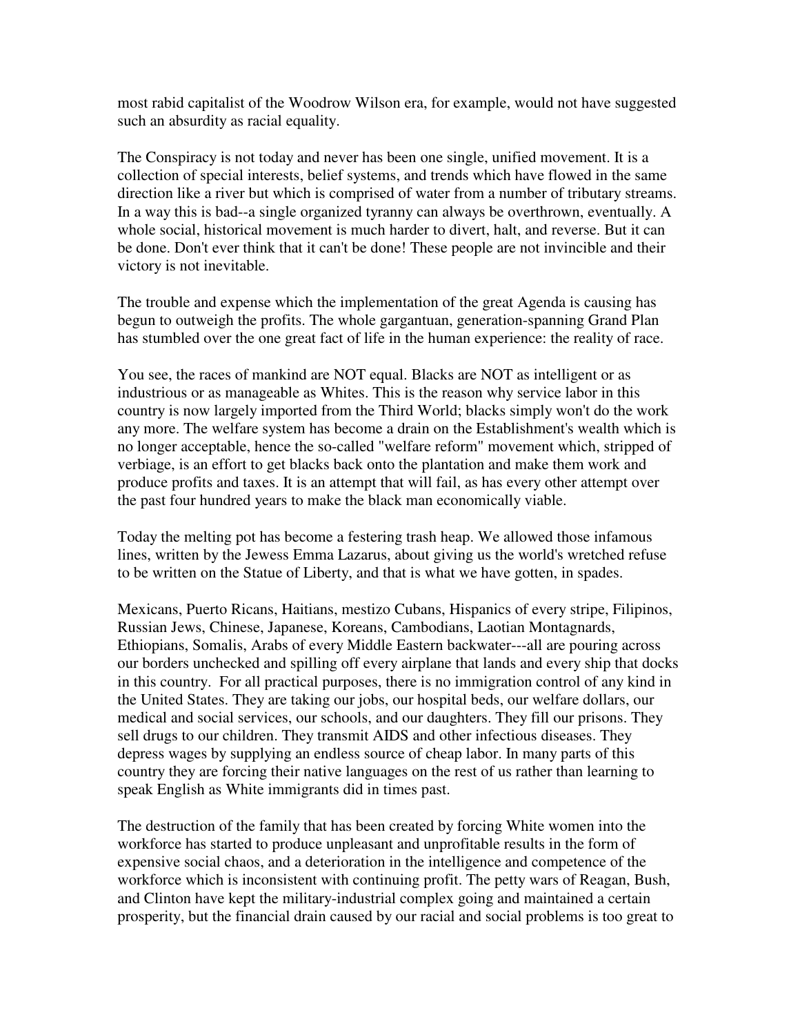most rabid capitalist of the Woodrow Wilson era, for example, would not have suggested such an absurdity as racial equality.

The Conspiracy is not today and never has been one single, unified movement. It is a collection of special interests, belief systems, and trends which have flowed in the same direction like a river but which is comprised of water from a number of tributary streams. In a way this is bad--a single organized tyranny can always be overthrown, eventually. A whole social, historical movement is much harder to divert, halt, and reverse. But it can be done. Don't ever think that it can't be done! These people are not invincible and their victory is not inevitable.

The trouble and expense which the implementation of the great Agenda is causing has begun to outweigh the profits. The whole gargantuan, generation-spanning Grand Plan has stumbled over the one great fact of life in the human experience: the reality of race.

You see, the races of mankind are NOT equal. Blacks are NOT as intelligent or as industrious or as manageable as Whites. This is the reason why service labor in this country is now largely imported from the Third World; blacks simply won't do the work any more. The welfare system has become a drain on the Establishment's wealth which is no longer acceptable, hence the so-called "welfare reform" movement which, stripped of verbiage, is an effort to get blacks back onto the plantation and make them work and produce profits and taxes. It is an attempt that will fail, as has every other attempt over the past four hundred years to make the black man economically viable.

Today the melting pot has become a festering trash heap. We allowed those infamous lines, written by the Jewess Emma Lazarus, about giving us the world's wretched refuse to be written on the Statue of Liberty, and that is what we have gotten, in spades.

Mexicans, Puerto Ricans, Haitians, mestizo Cubans, Hispanics of every stripe, Filipinos, Russian Jews, Chinese, Japanese, Koreans, Cambodians, Laotian Montagnards, Ethiopians, Somalis, Arabs of every Middle Eastern backwater---all are pouring across our borders unchecked and spilling off every airplane that lands and every ship that docks in this country. For all practical purposes, there is no immigration control of any kind in the United States. They are taking our jobs, our hospital beds, our welfare dollars, our medical and social services, our schools, and our daughters. They fill our prisons. They sell drugs to our children. They transmit AIDS and other infectious diseases. They depress wages by supplying an endless source of cheap labor. In many parts of this country they are forcing their native languages on the rest of us rather than learning to speak English as White immigrants did in times past.

The destruction of the family that has been created by forcing White women into the workforce has started to produce unpleasant and unprofitable results in the form of expensive social chaos, and a deterioration in the intelligence and competence of the workforce which is inconsistent with continuing profit. The petty wars of Reagan, Bush, and Clinton have kept the military-industrial complex going and maintained a certain prosperity, but the financial drain caused by our racial and social problems is too great to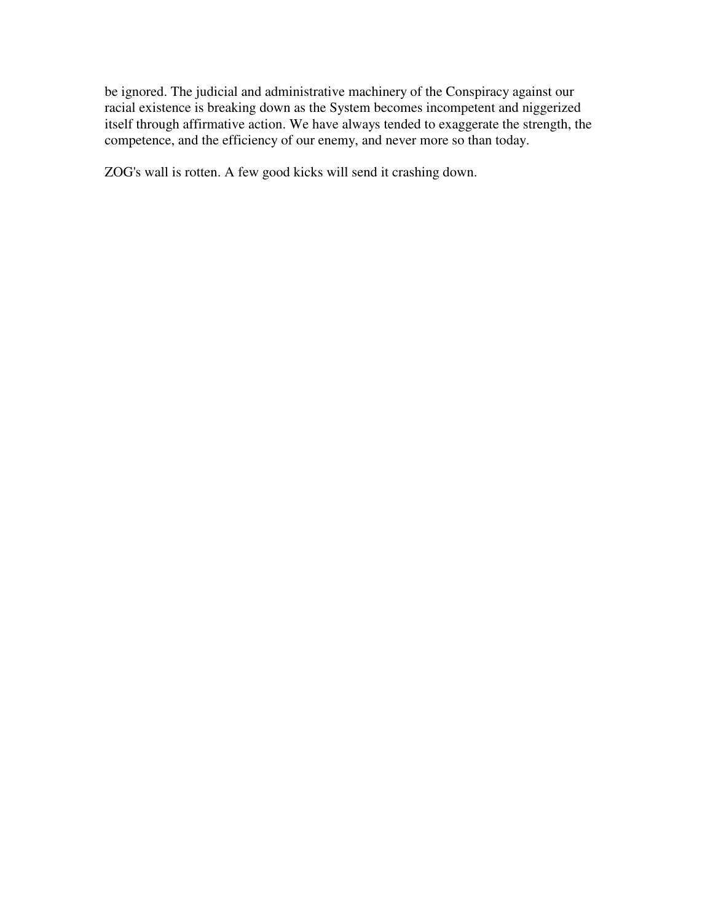be ignored. The judicial and administrative machinery of the Conspiracy against our racial existence is breaking down as the System becomes incompetent and niggerized itself through affirmative action. We have always tended to exaggerate the strength, the competence, and the efficiency of our enemy, and never more so than today.

ZOG's wall is rotten. A few good kicks will send it crashing down.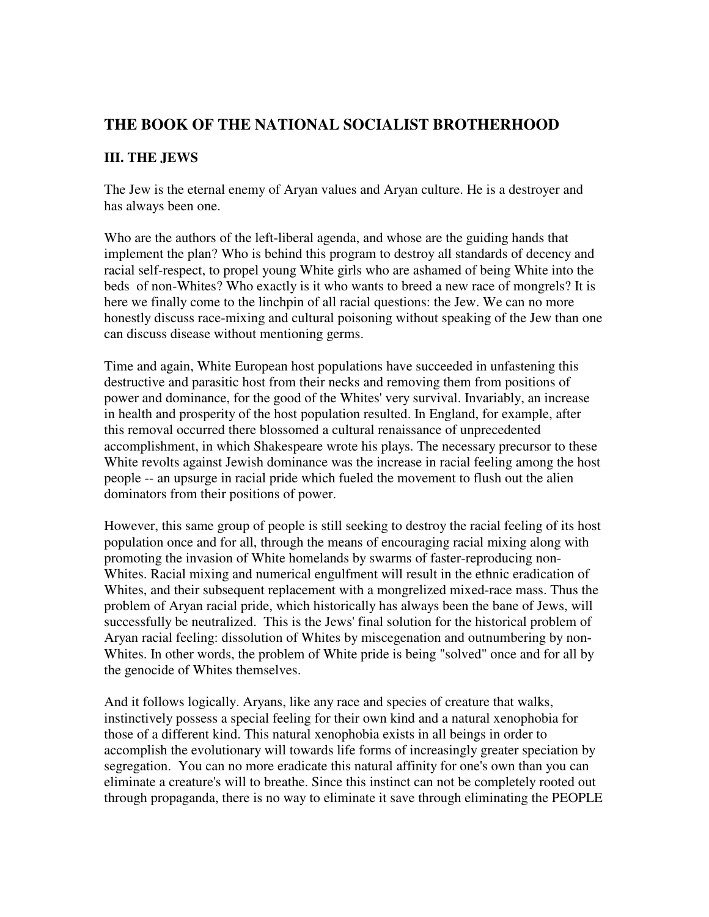## THE BOOK OF THE NATIONAL SOCIALIST BROTHERHOOD

### III. THE JEWS

The Jew is the eternal enemy of Aryan values and Aryan culture. He is a destroyer and has always been one.

Who are the authors of the left-liberal agenda, and whose are the guiding hands that implement the plan? Who is behind this program to destroy all standards of decency and racial self-respect, to propel young White girls who are ashamed of being White into the beds of non-Whites? Who exactly is it who wants to breed a new race of mongrels? It is here we finally come to the linchpin of all racial questions: the Jew. We can no more honestly discuss race-mixing and cultural poisoning without speaking of the Jew than one can discuss disease without mentioning germs.

Time and again, White European host populations have succeeded in unfastening this destructive and parasitic host from their necks and removing them from positions of power and dominance, for the good of the Whites' very survival. Invariably, an increase in health and prosperity of the host population resulted. In England, for example, after this removal occurred there blossomed a cultural renaissance of unprecedented accomplishment, in which Shakespeare wrote his plays. The necessary precursor to these White revolts against Jewish dominance was the increase in racial feeling among the host people -- an upsurge in racial pride which fueled the movement to flush out the alien dominators from their positions of power.

However, this same group of people is still seeking to destroy the racial feeling of its host population once and for all, through the means of encouraging racial mixing along with promoting the invasion of White homelands by swarms of faster-reproducing non-Whites. Racial mixing and numerical engulfment will result in the ethnic eradication of Whites, and their subsequent replacement with a mongrelized mixed-race mass. Thus the problem of Aryan racial pride, which historically has always been the bane of Jews, will successfully be neutralized. This is the Jews' final solution for the historical problem of Aryan racial feeling: dissolution of Whites by miscegenation and outnumbering by non-Whites. In other words, the problem of White pride is being "solved" once and for all by the genocide of Whites themselves.

And it follows logically. Aryans, like any race and species of creature that walks, instinctively possess a special feeling for their own kind and a natural xenophobia for those of a different kind. This natural xenophobia exists in all beings in order to accomplish the evolutionary will towards life forms of increasingly greater speciation by segregation. You can no more eradicate this natural affinity for one's own than you can eliminate a creature's will to breathe. Since this instinct can not be completely rooted out through propaganda, there is no way to eliminate it save through eliminating the PEOPLE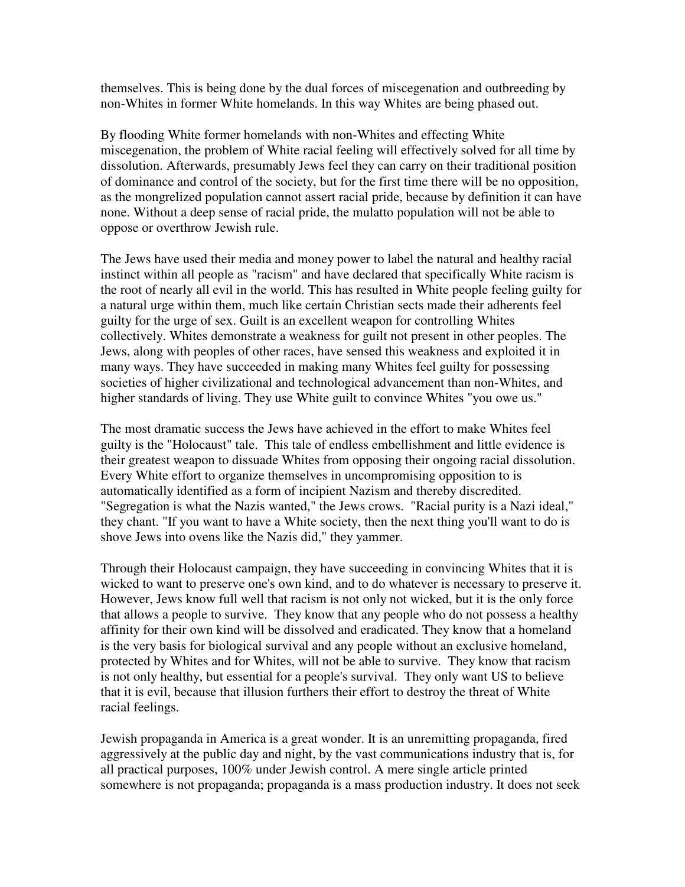themselves. This is being done by the dual forces of miscegenation and outbreeding by non-Whites in former White homelands. In this way Whites are being phased out.

By flooding White former homelands with non-Whites and effecting White miscegenation, the problem of White racial feeling will effectively solved for all time by dissolution. Afterwards, presumably Jews feel they can carry on their traditional position of dominance and control of the society, but for the first time there will be no opposition, as the mongrelized population cannot assert racial pride, because by definition it can have none. Without a deep sense of racial pride, the mulatto population will not be able to oppose or overthrow Jewish rule.

The Jews have used their media and money power to label the natural and healthy racial instinct within all people as "racism" and have declared that specifically White racism is the root of nearly all evil in the world. This has resulted in White people feeling guilty for a natural urge within them, much like certain Christian sects made their adherents feel guilty for the urge of sex. Guilt is an excellent weapon for controlling Whites collectively. Whites demonstrate a weakness for guilt not present in other peoples. The Jews, along with peoples of other races, have sensed this weakness and exploited it in many ways. They have succeeded in making many Whites feel guilty for possessing societies of higher civilizational and technological advancement than non-Whites, and higher standards of living. They use White guilt to convince Whites "you owe us."

The most dramatic success the Jews have achieved in the effort to make Whites feel guilty is the "Holocaust" tale. This tale of endless embellishment and little evidence is their greatest weapon to dissuade Whites from opposing their ongoing racial dissolution. Every White effort to organize themselves in uncompromising opposition to is automatically identified as a form of incipient Nazism and thereby discredited. "Segregation is what the Nazis wanted," the Jews crows. "Racial purity is a Nazi ideal," they chant. "If you want to have a White society, then the next thing you'll want to do is shove Jews into ovens like the Nazis did," they yammer.

Through their Holocaust campaign, they have succeeding in convincing Whites that it is wicked to want to preserve one's own kind, and to do whatever is necessary to preserve it. However, Jews know full well that racism is not only not wicked, but it is the only force that allows a people to survive. They know that any people who do not possess a healthy affinity for their own kind will be dissolved and eradicated. They know that a homeland is the very basis for biological survival and any people without an exclusive homeland, protected by Whites and for Whites, will not be able to survive. They know that racism is not only healthy, but essential for a people's survival. They only want US to believe that it is evil, because that illusion furthers their effort to destroy the threat of White racial feelings.

Jewish propaganda in America is a great wonder. It is an unremitting propaganda, fired aggressively at the public day and night, by the vast communications industry that is, for all practical purposes, 100% under Jewish control. A mere single article printed somewhere is not propaganda; propaganda is a mass production industry. It does not seek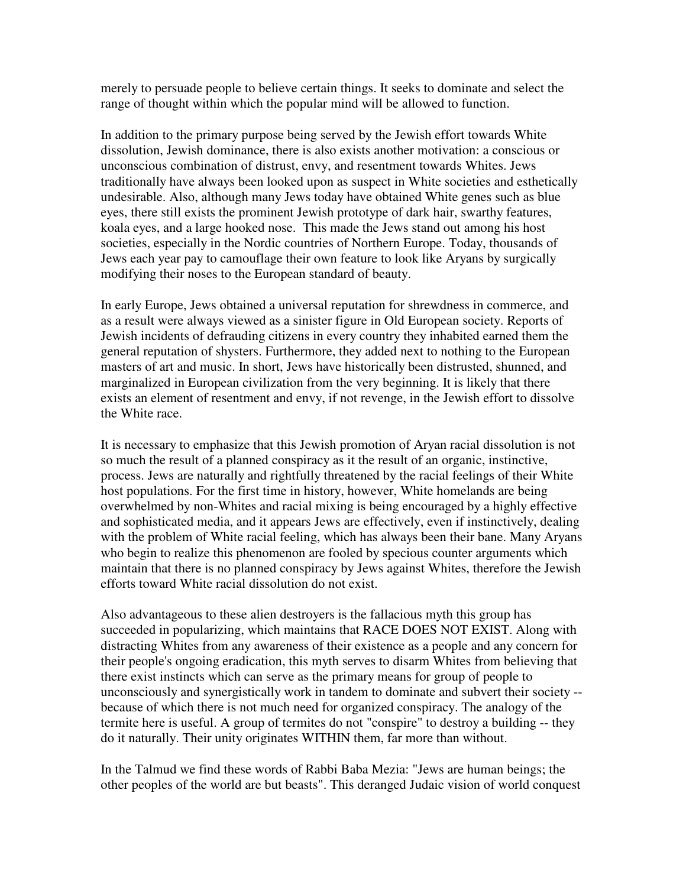merely to persuade people to believe certain things. It seeks to dominate and select the range of thought within which the popular mind will be allowed to function.

In addition to the primary purpose being served by the Jewish effort towards White dissolution, Jewish dominance, there is also exists another motivation: a conscious or unconscious combination of distrust, envy, and resentment towards Whites. Jews traditionally have always been looked upon as suspect in White societies and esthetically undesirable. Also, although many Jews today have obtained White genes such as blue eyes, there still exists the prominent Jewish prototype of dark hair, swarthy features, koala eyes, and a large hooked nose. This made the Jews stand out among his host societies, especially in the Nordic countries of Northern Europe. Today, thousands of Jews each year pay to camouflage their own feature to look like Aryans by surgically modifying their noses to the European standard of beauty.

In early Europe, Jews obtained a universal reputation for shrewdness in commerce, and as a result were always viewed as a sinister figure in Old European society. Reports of Jewish incidents of defrauding citizens in every country they inhabited earned them the general reputation of shysters. Furthermore, they added next to nothing to the European masters of art and music. In short, Jews have historically been distrusted, shunned, and marginalized in European civilization from the very beginning. It is likely that there exists an element of resentment and envy, if not revenge, in the Jewish effort to dissolve the White race.

It is necessary to emphasize that this Jewish promotion of Aryan racial dissolution is not so much the result of a planned conspiracy as it the result of an organic, instinctive, process. Jews are naturally and rightfully threatened by the racial feelings of their White host populations. For the first time in history, however, White homelands are being overwhelmed by non-Whites and racial mixing is being encouraged by a highly effective and sophisticated media, and it appears Jews are effectively, even if instinctively, dealing with the problem of White racial feeling, which has always been their bane. Many Aryans who begin to realize this phenomenon are fooled by specious counter arguments which maintain that there is no planned conspiracy by Jews against Whites, therefore the Jewish efforts toward White racial dissolution do not exist.

Also advantageous to these alien destroyers is the fallacious myth this group has succeeded in popularizing, which maintains that RACE DOES NOT EXIST. Along with distracting Whites from any awareness of their existence as a people and any concern for their people's ongoing eradication, this myth serves to disarm Whites from believing that there exist instincts which can serve as the primary means for group of people to unconsciously and synergistically work in tandem to dominate and subvert their society -- because of which there is not much need for organized conspiracy. The analogy of the termite here is useful. A group of termites do not "conspire" to destroy a building -- they do it naturally. Their unity originates WITHIN them, far more than without.

In the Talmud we find these words of Rabbi Baba Mezia: "Jews are human beings; the other peoples of the world are but beasts". This deranged Judaic vision of world conquest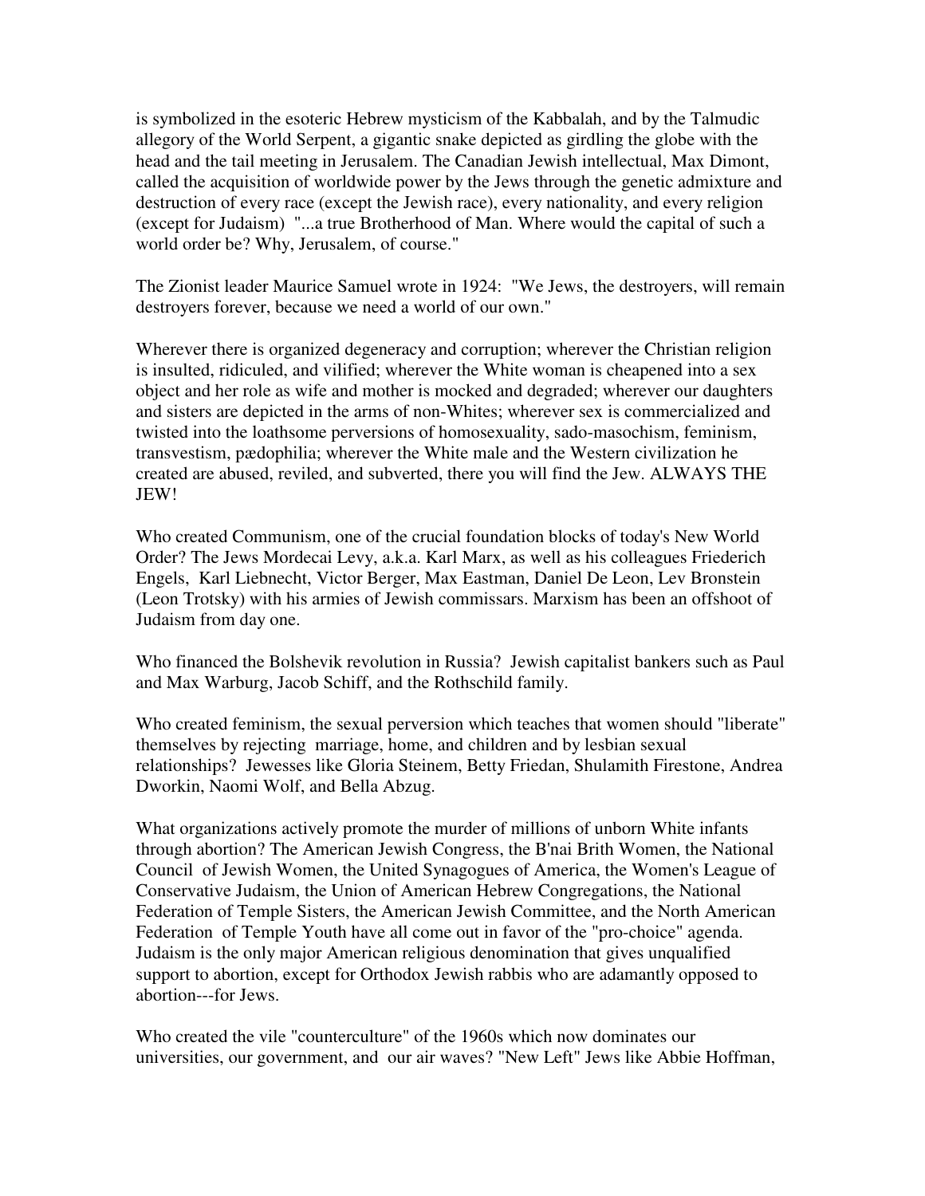is symbolized in the esoteric Hebrew mysticism of the Kabbalah, and by the Talmudic allegory of the World Serpent, a gigantic snake depicted as girdling the globe with the head and the tail meeting in Jerusalem. The Canadian Jewish intellectual, Max Dimont, called the acquisition of worldwide power by the Jews through the genetic admixture and destruction of every race (except the Jewish race), every nationality, and every religion (except for Judaism) "...a true Brotherhood of Man. Where would the capital of such a world order be? Why, Jerusalem, of course."

The Zionist leader Maurice Samuel wrote in 1924: "We Jews, the destroyers, will remain destroyers forever, because we need a world of our own."

Wherever there is organized degeneracy and corruption; wherever the Christian religion is insulted, ridiculed, and vilified; wherever the White woman is cheapened into a sex object and her role as wife and mother is mocked and degraded; wherever our daughters and sisters are depicted in the arms of non-Whites; wherever sex is commercialized and twisted into the loathsome perversions of homosexuality, sado-masochism, feminism, transvestism, pædophilia; wherever the White male and the Western civilization he created are abused, reviled, and subverted, there you will find the Jew. ALWAYS THE JEW!

Who created Communism, one of the crucial foundation blocks of today's New World Order? The Jews Mordecai Levy, a.k.a. Karl Marx, as well as his colleagues Friederich Engels, Karl Liebnecht, Victor Berger, Max Eastman, Daniel De Leon, Lev Bronstein (Leon Trotsky) with his armies of Jewish commissars. Marxism has been an offshoot of Judaism from day one.

Who financed the Bolshevik revolution in Russia? Jewish capitalist bankers such as Paul and Max Warburg, Jacob Schiff, and the Rothschild family.

Who created feminism, the sexual perversion which teaches that women should "liberate" themselves by rejecting marriage, home, and children and by lesbian sexual relationships? Jewesses like Gloria Steinem, Betty Friedan, Shulamith Firestone, Andrea Dworkin, Naomi Wolf, and Bella Abzug.

What organizations actively promote the murder of millions of unborn White infants through abortion? The American Jewish Congress, the B'nai Brith Women, the National Council of Jewish Women, the United Synagogues of America, the Women's League of Conservative Judaism, the Union of American Hebrew Congregations, the National Federation of Temple Sisters, the American Jewish Committee, and the North American Federation of Temple Youth have all come out in favor of the "pro-choice" agenda. Judaism is the only major American religious denomination that gives unqualified support to abortion, except for Orthodox Jewish rabbis who are adamantly opposed to abortion---for Jews.

Who created the vile "counterculture" of the 1960s which now dominates our universities, our government, and our air waves? "New Left" Jews like Abbie Hoffman,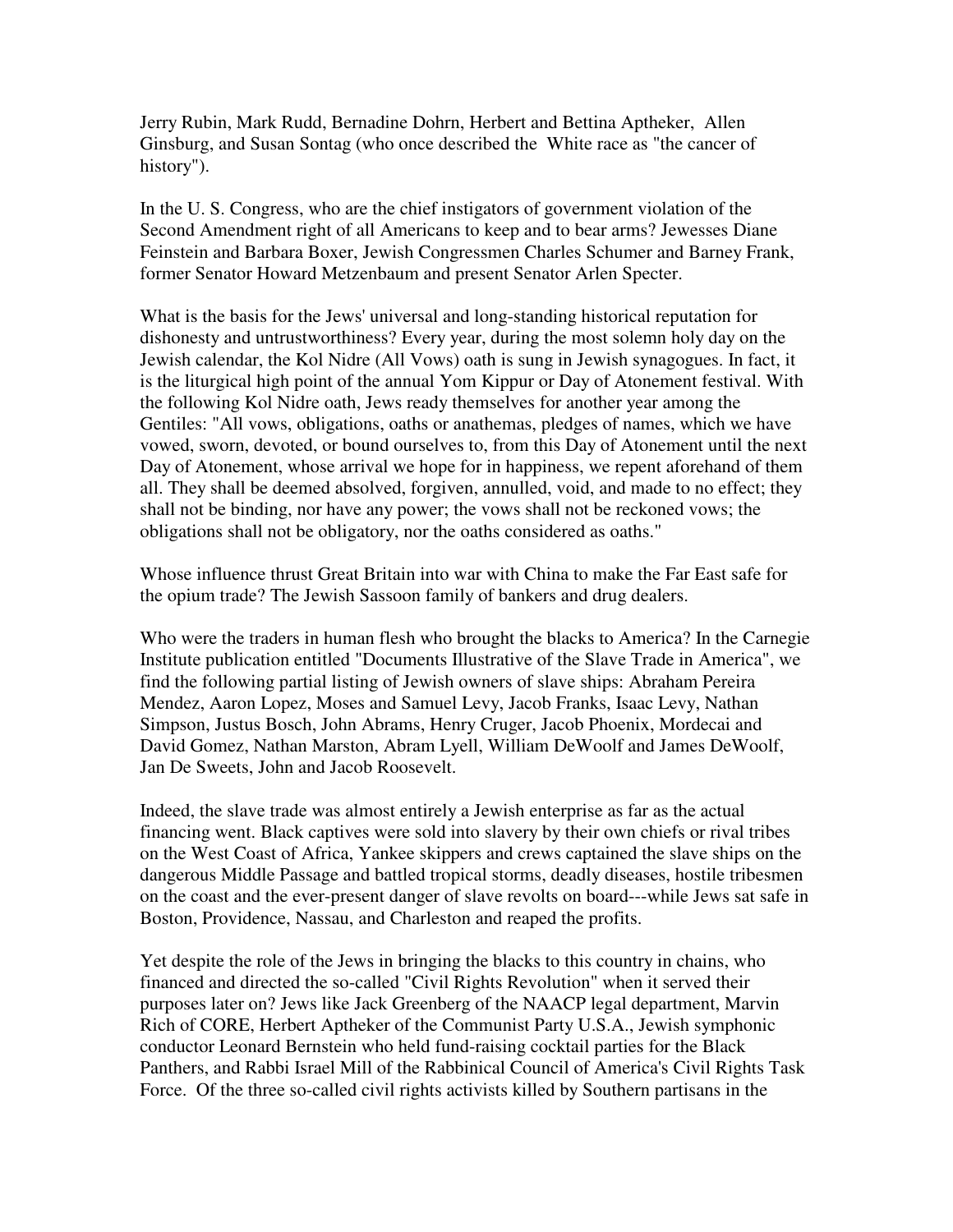Jerry Rubin, Mark Rudd, Bernadine Dohrn, Herbert and Bettina Aptheker, Allen Ginsburg, and Susan Sontag (who once described the White race as "the cancer of history").

In the U. S. Congress, who are the chief instigators of government violation of the Second Amendment right of all Americans to keep and to bear arms? Jewesses Diane Feinstein and Barbara Boxer, Jewish Congressmen Charles Schumer and Barney Frank, former Senator Howard Metzenbaum and present Senator Arlen Specter.

What is the basis for the Jews' universal and long-standing historical reputation for dishonesty and untrustworthiness? Every year, during the most solemn holy day on the Jewish calendar, the Kol Nidre (All Vows) oath is sung in Jewish synagogues. In fact, it is the liturgical high point of the annual Yom Kippur or Day of Atonement festival. With the following Kol Nidre oath, Jews ready themselves for another year among the Gentiles: "All vows, obligations, oaths or anathemas, pledges of names, which we have vowed, sworn, devoted, or bound ourselves to, from this Day of Atonement until the next Day of Atonement, whose arrival we hope for in happiness, we repent aforehand of them all. They shall be deemed absolved, forgiven, annulled, void, and made to no effect; they shall not be binding, nor have any power; the vows shall not be reckoned vows; the obligations shall not be obligatory, nor the oaths considered as oaths."

Whose influence thrust Great Britain into war with China to make the Far East safe for the opium trade? The Jewish Sassoon family of bankers and drug dealers.

Who were the traders in human flesh who brought the blacks to America? In the Carnegie Institute publication entitled "Documents Illustrative of the Slave Trade in America", we find the following partial listing of Jewish owners of slave ships: Abraham Pereira Mendez, Aaron Lopez, Moses and Samuel Levy, Jacob Franks, Isaac Levy, Nathan Simpson, Justus Bosch, John Abrams, Henry Cruger, Jacob Phoenix, Mordecai and David Gomez, Nathan Marston, Abram Lyell, William DeWoolf and James DeWoolf, Jan De Sweets, John and Jacob Roosevelt.

Indeed, the slave trade was almost entirely a Jewish enterprise as far as the actual financing went. Black captives were sold into slavery by their own chiefs or rival tribes on the West Coast of Africa, Yankee skippers and crews captained the slave ships on the dangerous Middle Passage and battled tropical storms, deadly diseases, hostile tribesmen on the coast and the ever-present danger of slave revolts on board---while Jews sat safe in Boston, Providence, Nassau, and Charleston and reaped the profits.

Yet despite the role of the Jews in bringing the blacks to this country in chains, who financed and directed the so-called "Civil Rights Revolution" when it served their purposes later on? Jews like Jack Greenberg of the NAACP legal department, Marvin Rich of CORE, Herbert Aptheker of the Communist Party U.S.A., Jewish symphonic conductor Leonard Bernstein who held fund-raising cocktail parties for the Black Panthers, and Rabbi Israel Mill of the Rabbinical Council of America's Civil Rights Task Force. Of the three so-called civil rights activists killed by Southern partisans in the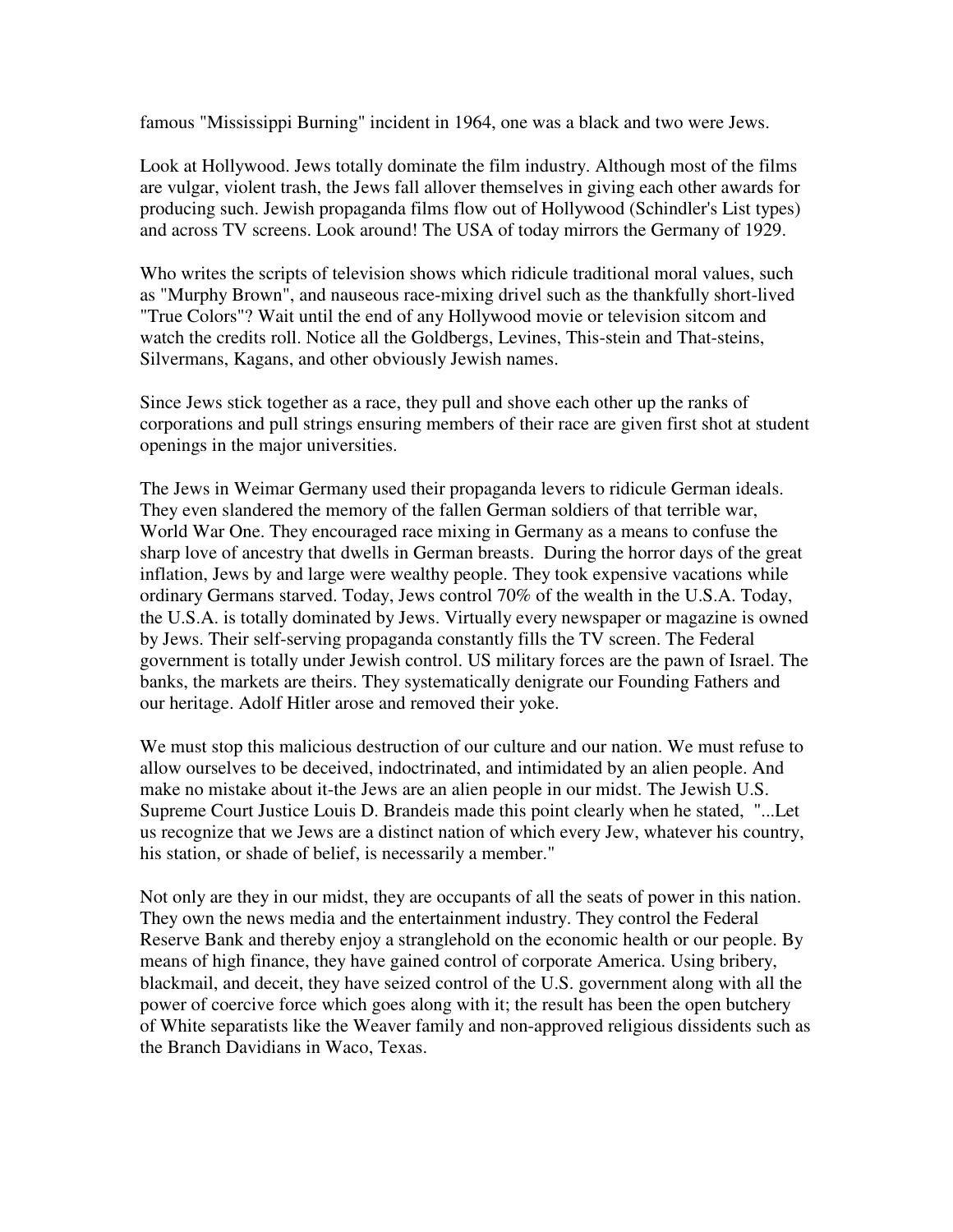famous "Mississippi Burning" incident in 1964, one was a black and two were Jews.

Look at Hollywood. Jews totally dominate the film industry. Although most of the films are vulgar, violent trash, the Jews fall allover themselves in giving each other awards for producing such. Jewish propaganda films flow out of Hollywood (Schindler's List types) and across TV screens. Look around! The USA of today mirrors the Germany of 1929.

Who writes the scripts of television shows which ridicule traditional moral values, such as "Murphy Brown", and nauseous race-mixing drivel such as the thankfully short-lived "True Colors"? Wait until the end of any Hollywood movie or television sitcom and watch the credits roll. Notice all the Goldbergs, Levines, This-stein and That-steins, Silvermans, Kagans, and other obviously Jewish names.

Since Jews stick together as a race, they pull and shove each other up the ranks of corporations and pull strings ensuring members of their race are given first shot at student openings in the major universities.

The Jews in Weimar Germany used their propaganda levers to ridicule German ideals. They even slandered the memory of the fallen German soldiers of that terrible war, World War One. They encouraged race mixing in Germany as a means to confuse the sharp love of ancestry that dwells in German breasts. During the horror days of the great inflation, Jews by and large were wealthy people. They took expensive vacations while ordinary Germans starved. Today, Jews control 70% of the wealth in the U.S.A. Today, the U.S.A. is totally dominated by Jews. Virtually every newspaper or magazine is owned by Jews. Their self-serving propaganda constantly fills the TV screen. The Federal government is totally under Jewish control. US military forces are the pawn of Israel. The banks, the markets are theirs. They systematically denigrate our Founding Fathers and our heritage. Adolf Hitler arose and removed their yoke.

We must stop this malicious destruction of our culture and our nation. We must refuse to allow ourselves to be deceived, indoctrinated, and intimidated by an alien people. And make no mistake about it-the Jews are an alien people in our midst. The Jewish U.S. Supreme Court Justice Louis D. Brandeis made this point clearly when he stated, "...Let us recognize that we Jews are a distinct nation of which every Jew, whatever his country, his station, or shade of belief, is necessarily a member."

Not only are they in our midst, they are occupants of all the seats of power in this nation. They own the news media and the entertainment industry. They control the Federal Reserve Bank and thereby enjoy a stranglehold on the economic health or our people. By means of high finance, they have gained control of corporate America. Using bribery, blackmail, and deceit, they have seized control of the U.S. government along with all the power of coercive force which goes along with it; the result has been the open butchery of White separatists like the Weaver family and non-approved religious dissidents such as the Branch Davidians in Waco, Texas.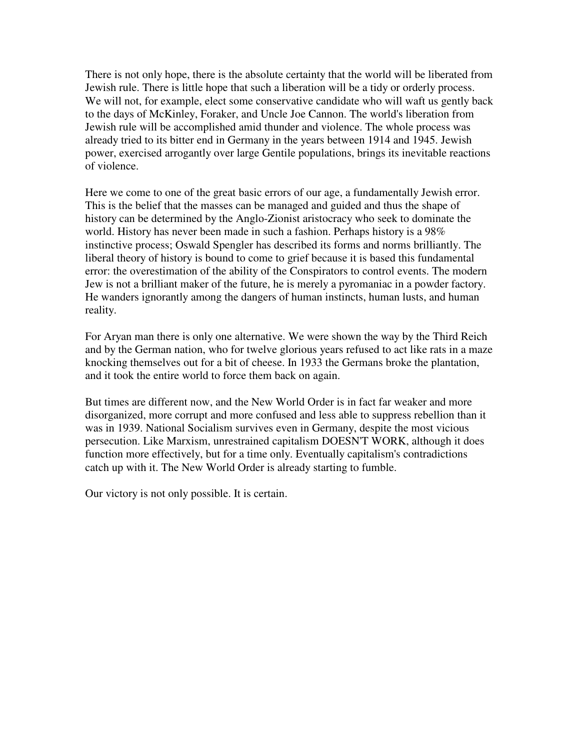There is not only hope, there is the absolute certainty that the world will be liberated from Jewish rule. There is little hope that such a liberation will be a tidy or orderly process. We will not, for example, elect some conservative candidate who will waft us gently back to the days of McKinley, Foraker, and Uncle Joe Cannon. The world's liberation from Jewish rule will be accomplished amid thunder and violence. The whole process was already tried to its bitter end in Germany in the years between 1914 and 1945. Jewish power, exercised arrogantly over large Gentile populations, brings its inevitable reactions of violence.

Here we come to one of the great basic errors of our age, a fundamentally Jewish error. This is the belief that the masses can be managed and guided and thus the shape of history can be determined by the Anglo-Zionist aristocracy who seek to dominate the world. History has never been made in such a fashion. Perhaps history is a 98% instinctive process; Oswald Spengler has described its forms and norms brilliantly. The liberal theory of history is bound to come to grief because it is based this fundamental error: the overestimation of the ability of the Conspirators to control events. The modern Jew is not a brilliant maker of the future, he is merely a pyromaniac in a powder factory. He wanders ignorantly among the dangers of human instincts, human lusts, and human reality.

For Aryan man there is only one alternative. We were shown the way by the Third Reich and by the German nation, who for twelve glorious years refused to act like rats in a maze knocking themselves out for a bit of cheese. In 1933 the Germans broke the plantation, and it took the entire world to force them back on again.

But times are different now, and the New World Order is in fact far weaker and more disorganized, more corrupt and more confused and less able to suppress rebellion than it was in 1939. National Socialism survives even in Germany, despite the most vicious persecution. Like Marxism, unrestrained capitalism DOESN'T WORK, although it does function more effectively, but for a time only. Eventually capitalism's contradictions catch up with it. The New World Order is already starting to fumble.

Our victory is not only possible. It is certain.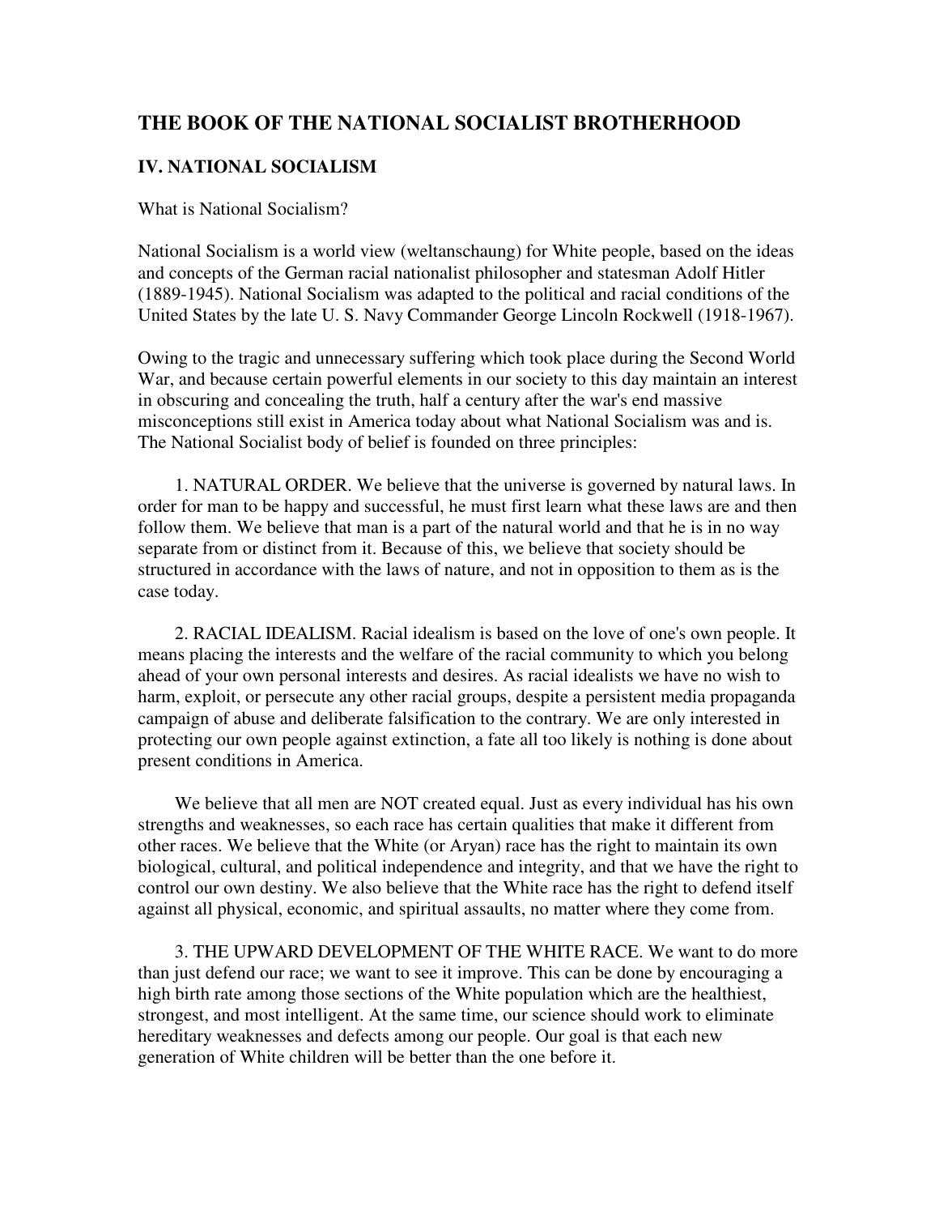## THE BOOK OF THE NATIONAL SOCIALIST BROTHERHOOD

### IV. NATIONAL SOCIALISM

What is National Socialism?

National Socialism is a world view (weltanschaung) for White people, based on the ideas and concepts of the German racial nationalist philosopher and statesman Adolf Hitler (1889-1945). National Socialism was adapted to the political and racial conditions of the United States by the late U. S. Navy Commander George Lincoln Rockwell (1918-1967).

Owing to the tragic and unnecessary suffering which took place during the Second World War, and because certain powerful elements in our society to this day maintain an interest in obscuring and concealing the truth, half a century after the war's end massive misconceptions still exist in America today about what National Socialism was and is. The National Socialist body of belief is founded on three principles:

1. NATURAL ORDER. We believe that the universe is governed by natural laws. In order for man to be happy and successful, he must first learn what these laws are and then follow them. We believe that man is a part of the natural world and that he is in no way separate from or distinct from it. Because of this, we believe that society should be structured in accordance with the laws of nature, and not in opposition to them as is the case today.

2. RACIAL IDEALISM. Racial idealism is based on the love of one's own people. It means placing the interests and the welfare of the racial community to which you belong ahead of your own personal interests and desires. As racial idealists we have no wish to harm, exploit, or persecute any other racial groups, despite a persistent media propaganda campaign of abuse and deliberate falsification to the contrary. We are only interested in protecting our own people against extinction, a fate all too likely is nothing is done about present conditions in America.

We believe that all men are NOT created equal. Just as every individual has his own strengths and weaknesses, so each race has certain qualities that make it different from other races. We believe that the White (or Aryan) race has the right to maintain its own biological, cultural, and political independence and integrity, and that we have the right to control our own destiny. We also believe that the White race has the right to defend itself against all physical, economic, and spiritual assaults, no matter where they come from.

3. THE UPWARD DEVELOPMENT OF THE WHITE RACE. We want to do more than just defend our race; we want to see it improve. This can be done by encouraging a high birth rate among those sections of the White population which are the healthiest, strongest, and most intelligent. At the same time, our science should work to eliminate hereditary weaknesses and defects among our people. Our goal is that each new generation of White children will be better than the one before it.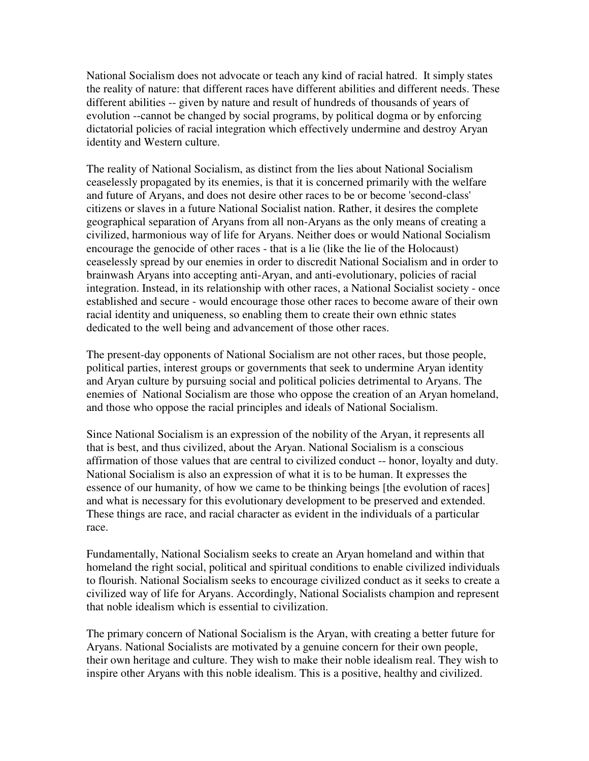National Socialism does not advocate or teach any kind of racial hatred. It simply states the reality of nature: that different races have different abilities and different needs. These different abilities -- given by nature and result of hundreds of thousands of years of evolution --cannot be changed by social programs, by political dogma or by enforcing dictatorial policies of racial integration which effectively undermine and destroy Aryan identity and Western culture.

The reality of National Socialism, as distinct from the lies about National Socialism ceaselessly propagated by its enemies, is that it is concerned primarily with the welfare and future of Aryans, and does not desire other races to be or become 'second-class' citizens or slaves in a future National Socialist nation. Rather, it desires the complete geographical separation of Aryans from all non-Aryans as the only means of creating a civilized, harmonious way of life for Aryans. Neither does or would National Socialism encourage the genocide of other races - that is a lie (like the lie of the Holocaust) ceaselessly spread by our enemies in order to discredit National Socialism and in order to brainwash Aryans into accepting anti-Aryan, and anti-evolutionary, policies of racial integration. Instead, in its relationship with other races, a National Socialist society - once established and secure - would encourage those other races to become aware of their own racial identity and uniqueness, so enabling them to create their own ethnic states dedicated to the well being and advancement of those other races.

The present-day opponents of National Socialism are not other races, but those people, political parties, interest groups or governments that seek to undermine Aryan identity and Aryan culture by pursuing social and political policies detrimental to Aryans. The enemies of National Socialism are those who oppose the creation of an Aryan homeland, and those who oppose the racial principles and ideals of National Socialism.

Since National Socialism is an expression of the nobility of the Aryan, it represents all that is best, and thus civilized, about the Aryan. National Socialism is a conscious affirmation of those values that are central to civilized conduct -- honor, loyalty and duty. National Socialism is also an expression of what it is to be human. It expresses the essence of our humanity, of how we came to be thinking beings [the evolution of races] and what is necessary for this evolutionary development to be preserved and extended. These things are race, and racial character as evident in the individuals of a particular race.

Fundamentally, National Socialism seeks to create an Aryan homeland and within that homeland the right social, political and spiritual conditions to enable civilized individuals to flourish. National Socialism seeks to encourage civilized conduct as it seeks to create a civilized way of life for Aryans. Accordingly, National Socialists champion and represent that noble idealism which is essential to civilization.

The primary concern of National Socialism is the Aryan, with creating a better future for Aryans. National Socialists are motivated by a genuine concern for their own people, their own heritage and culture. They wish to make their noble idealism real. They wish to inspire other Aryans with this noble idealism. This is a positive, healthy and civilized.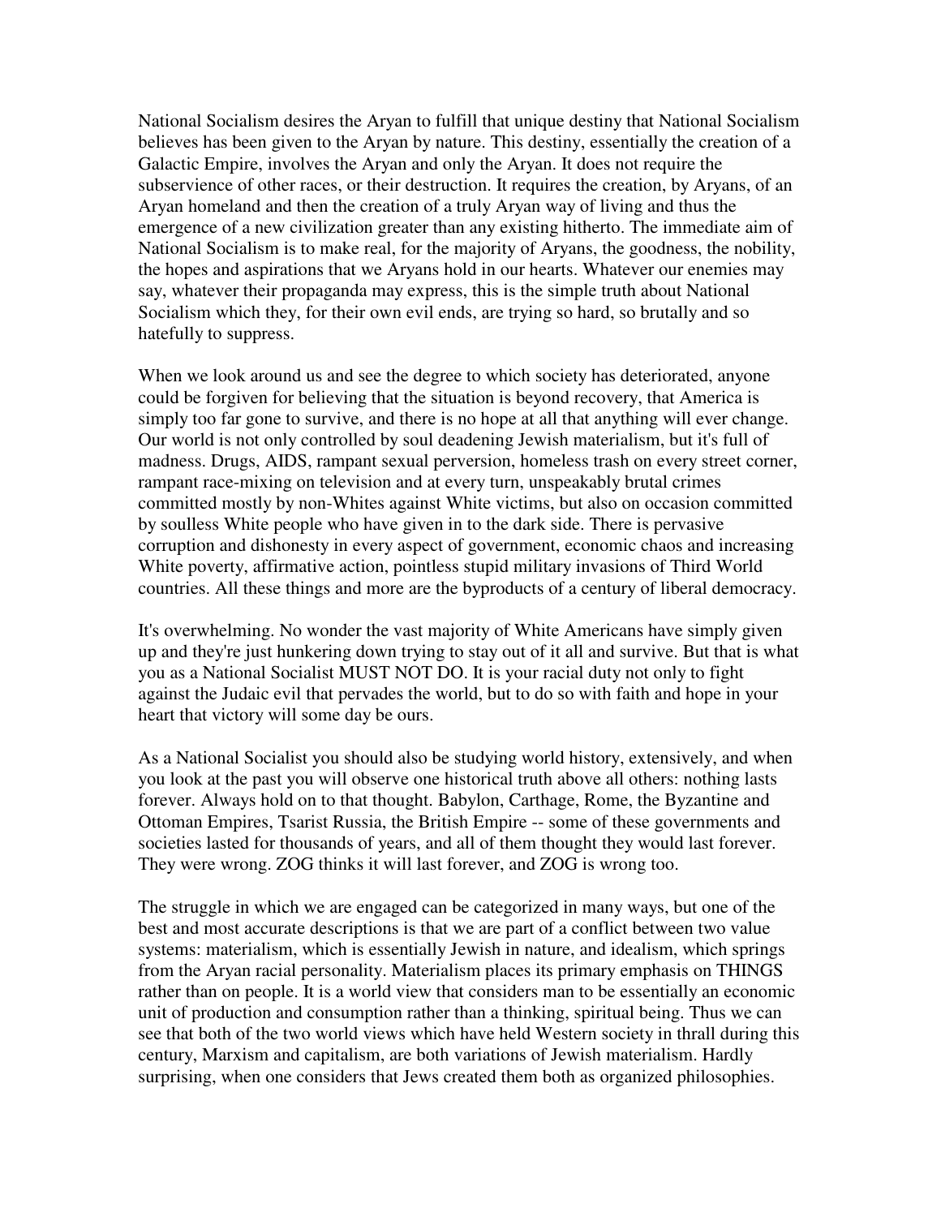National Socialism desires the Aryan to fulfill that unique destiny that National Socialism believes has been given to the Aryan by nature. This destiny, essentially the creation of a Galactic Empire, involves the Aryan and only the Aryan. It does not require the subservience of other races, or their destruction. It requires the creation, by Aryans, of an Aryan homeland and then the creation of a truly Aryan way of living and thus the emergence of a new civilization greater than any existing hitherto. The immediate aim of National Socialism is to make real, for the majority of Aryans, the goodness, the nobility, the hopes and aspirations that we Aryans hold in our hearts. Whatever our enemies may say, whatever their propaganda may express, this is the simple truth about National Socialism which they, for their own evil ends, are trying so hard, so brutally and so hatefully to suppress.

When we look around us and see the degree to which society has deteriorated, anyone could be forgiven for believing that the situation is beyond recovery, that America is simply too far gone to survive, and there is no hope at all that anything will ever change. Our world is not only controlled by soul deadening Jewish materialism, but it's full of madness. Drugs, AIDS, rampant sexual perversion, homeless trash on every street corner, rampant race-mixing on television and at every turn, unspeakably brutal crimes committed mostly by non-Whites against White victims, but also on occasion committed by soulless White people who have given in to the dark side. There is pervasive corruption and dishonesty in every aspect of government, economic chaos and increasing White poverty, affirmative action, pointless stupid military invasions of Third World countries. All these things and more are the byproducts of a century of liberal democracy.

It's overwhelming. No wonder the vast majority of White Americans have simply given up and they're just hunkering down trying to stay out of it all and survive. But that is what you as a National Socialist MUST NOT DO. It is your racial duty not only to fight against the Judaic evil that pervades the world, but to do so with faith and hope in your heart that victory will some day be ours.

As a National Socialist you should also be studying world history, extensively, and when you look at the past you will observe one historical truth above all others: nothing lasts forever. Always hold on to that thought. Babylon, Carthage, Rome, the Byzantine and Ottoman Empires, Tsarist Russia, the British Empire -- some of these governments and societies lasted for thousands of years, and all of them thought they would last forever. They were wrong. ZOG thinks it will last forever, and ZOG is wrong too.

The struggle in which we are engaged can be categorized in many ways, but one of the best and most accurate descriptions is that we are part of a conflict between two value systems: materialism, which is essentially Jewish in nature, and idealism, which springs from the Aryan racial personality. Materialism places its primary emphasis on THINGS rather than on people. It is a world view that considers man to be essentially an economic unit of production and consumption rather than a thinking, spiritual being. Thus we can see that both of the two world views which have held Western society in thrall during this century, Marxism and capitalism, are both variations of Jewish materialism. Hardly surprising, when one considers that Jews created them both as organized philosophies.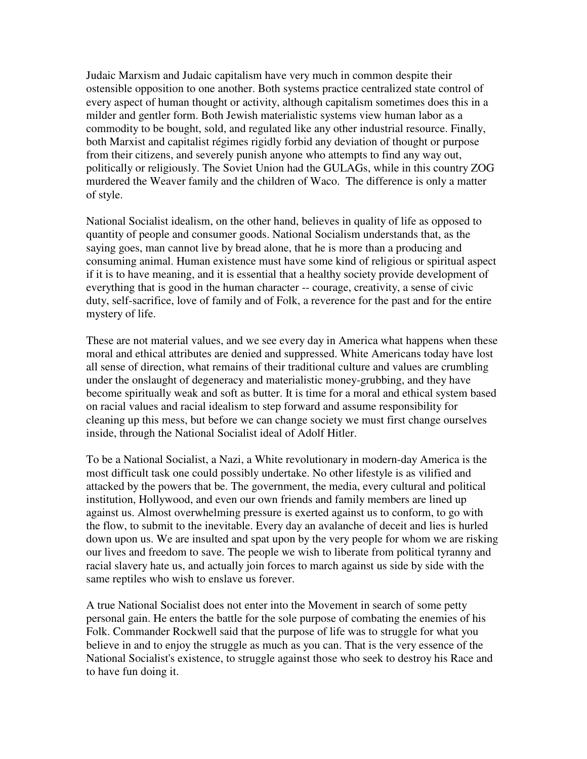Judaic Marxism and Judaic capitalism have very much in common despite their ostensible opposition to one another. Both systems practice centralized state control of every aspect of human thought or activity, although capitalism sometimes does this in a milder and gentler form. Both Jewish materialistic systems view human labor as a commodity to be bought, sold, and regulated like any other industrial resource. Finally, both Marxist and capitalist régimes rigidly forbid any deviation of thought or purpose from their citizens, and severely punish anyone who attempts to find any way out, politically or religiously. The Soviet Union had the GULAGs, while in this country ZOG murdered the Weaver family and the children of Waco. The difference is only a matter of style.

National Socialist idealism, on the other hand, believes in quality of life as opposed to quantity of people and consumer goods. National Socialism understands that, as the saying goes, man cannot live by bread alone, that he is more than a producing and consuming animal. Human existence must have some kind of religious or spiritual aspect if it is to have meaning, and it is essential that a healthy society provide development of everything that is good in the human character -- courage, creativity, a sense of civic duty, self-sacrifice, love of family and of Folk, a reverence for the past and for the entire mystery of life.

These are not material values, and we see every day in America what happens when these moral and ethical attributes are denied and suppressed. White Americans today have lost all sense of direction, what remains of their traditional culture and values are crumbling under the onslaught of degeneracy and materialistic money-grubbing, and they have become spiritually weak and soft as butter. It is time for a moral and ethical system based on racial values and racial idealism to step forward and assume responsibility for cleaning up this mess, but before we can change society we must first change ourselves inside, through the National Socialist ideal of Adolf Hitler.

To be a National Socialist, a Nazi, a White revolutionary in modern-day America is the most difficult task one could possibly undertake. No other lifestyle is as vilified and attacked by the powers that be. The government, the media, every cultural and political institution, Hollywood, and even our own friends and family members are lined up against us. Almost overwhelming pressure is exerted against us to conform, to go with the flow, to submit to the inevitable. Every day an avalanche of deceit and lies is hurled down upon us. We are insulted and spat upon by the very people for whom we are risking our lives and freedom to save. The people we wish to liberate from political tyranny and racial slavery hate us, and actually join forces to march against us side by side with the same reptiles who wish to enslave us forever.

A true National Socialist does not enter into the Movement in search of some petty personal gain. He enters the battle for the sole purpose of combating the enemies of his Folk. Commander Rockwell said that the purpose of life was to struggle for what you believe in and to enjoy the struggle as much as you can. That is the very essence of the National Socialist's existence, to struggle against those who seek to destroy his Race and to have fun doing it.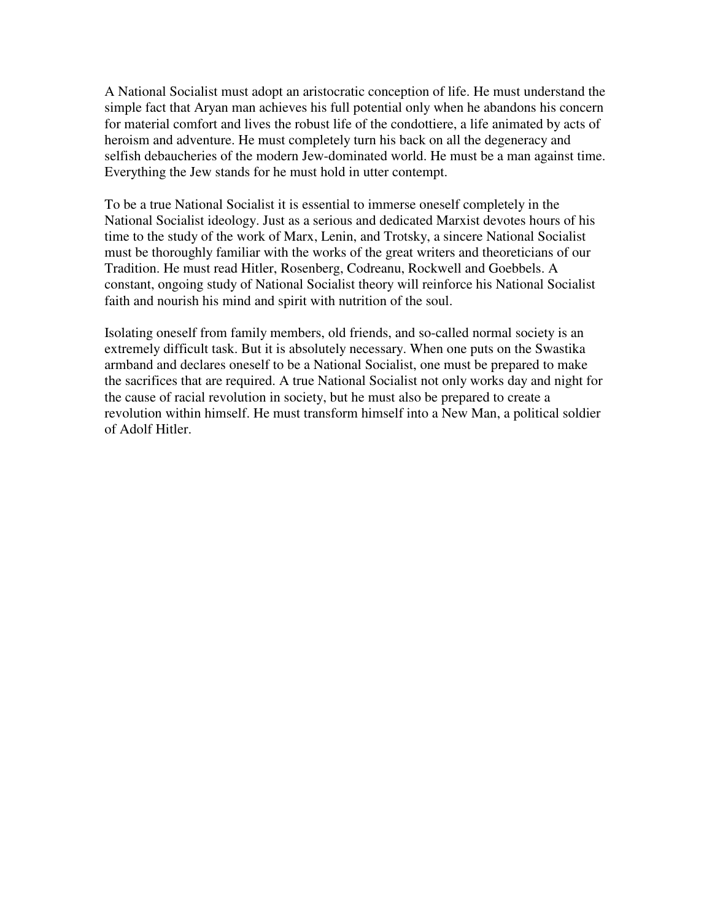A National Socialist must adopt an aristocratic conception of life. He must understand the simple fact that Aryan man achieves his full potential only when he abandons his concern for material comfort and lives the robust life of the condottiere, a life animated by acts of heroism and adventure. He must completely turn his back on all the degeneracy and selfish debaucheries of the modern Jew-dominated world. He must be a man against time. Everything the Jew stands for he must hold in utter contempt.

To be a true National Socialist it is essential to immerse oneself completely in the National Socialist ideology. Just as a serious and dedicated Marxist devotes hours of his time to the study of the work of Marx, Lenin, and Trotsky, a sincere National Socialist must be thoroughly familiar with the works of the great writers and theoreticians of our Tradition. He must read Hitler, Rosenberg, Codreanu, Rockwell and Goebbels. A constant, ongoing study of National Socialist theory will reinforce his National Socialist faith and nourish his mind and spirit with nutrition of the soul.

Isolating oneself from family members, old friends, and so-called normal society is an extremely difficult task. But it is absolutely necessary. When one puts on the Swastika armband and declares oneself to be a National Socialist, one must be prepared to make the sacrifices that are required. A true National Socialist not only works day and night for the cause of racial revolution in society, but he must also be prepared to create a revolution within himself. He must transform himself into a New Man, a political soldier of Adolf Hitler.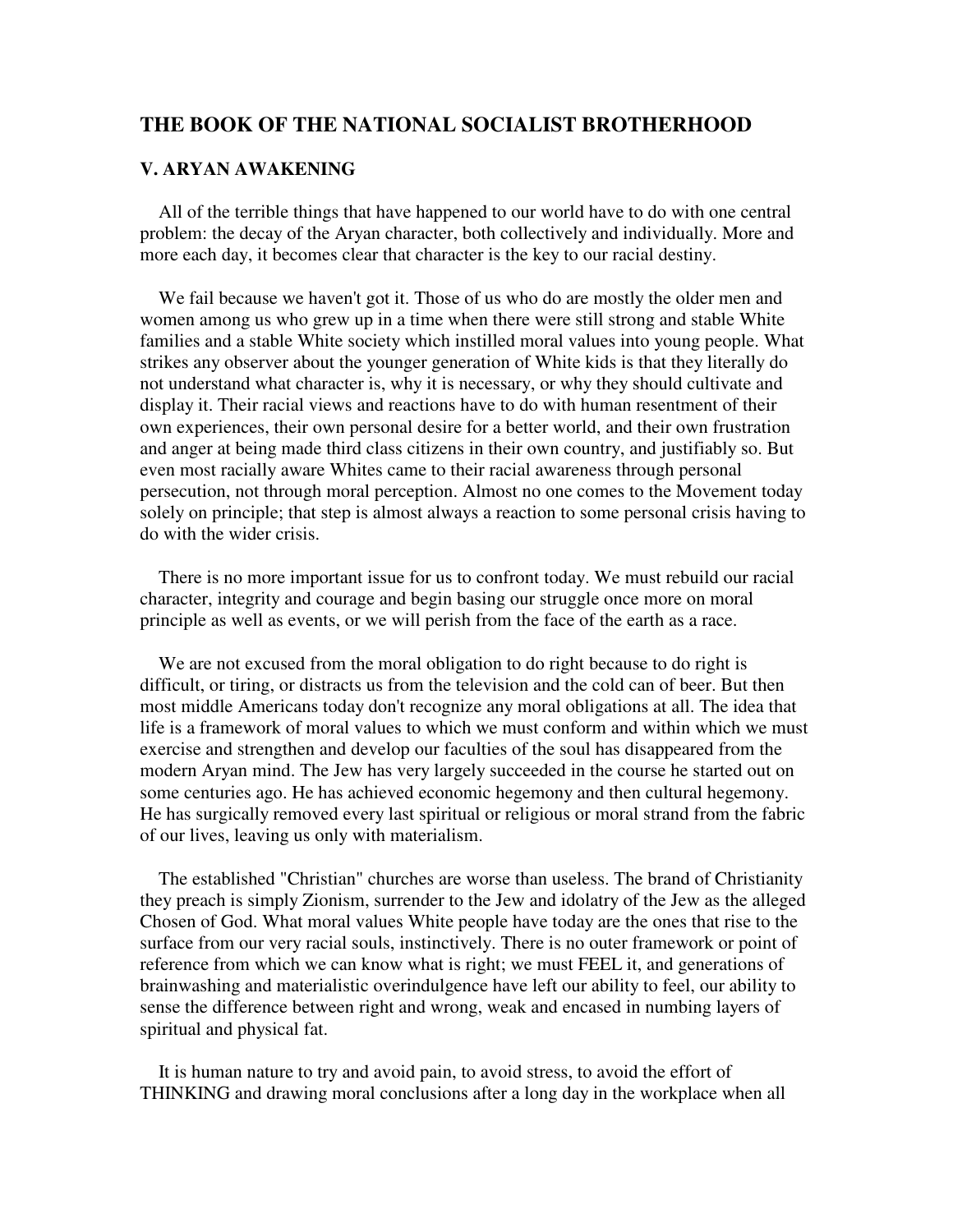## THE BOOK OF THE NATIONAL SOCIALIST BROTHERHOOD

### V. ARYAN AWAKENING

All of the terrible things that have happened to our world have to do with one central problem: the decay of the Aryan character, both collectively and individually. More and more each day, it becomes clear that character is the key to our racial destiny.

We fail because we haven't got it. Those of us who do are mostly the older men and women among us who grew up in a time when there were still strong and stable White families and a stable White society which instilled moral values into young people. What strikes any observer about the younger generation of White kids is that they literally do not understand what character is, why it is necessary, or why they should cultivate and display it. Their racial views and reactions have to do with human resentment of their own experiences, their own personal desire for a better world, and their own frustration and anger at being made third class citizens in their own country, and justifiably so. But even most racially aware Whites came to their racial awareness through personal persecution, not through moral perception. Almost no one comes to the Movement today solely on principle; that step is almost always a reaction to some personal crisis having to do with the wider crisis.

There is no more important issue for us to confront today. We must rebuild our racial character, integrity and courage and begin basing our struggle once more on moral principle as well as events, or we will perish from the face of the earth as a race.

We are not excused from the moral obligation to do right because to do right is difficult, or tiring, or distracts us from the television and the cold can of beer. But then most middle Americans today don't recognize any moral obligations at all. The idea that life is a framework of moral values to which we must conform and within which we must exercise and strengthen and develop our faculties of the soul has disappeared from the modern Aryan mind. The Jew has very largely succeeded in the course he started out on some centuries ago. He has achieved economic hegemony and then cultural hegemony. He has surgically removed every last spiritual or religious or moral strand from the fabric of our lives, leaving us only with materialism.

The established "Christian" churches are worse than useless. The brand of Christianity they preach is simply Zionism, surrender to the Jew and idolatry of the Jew as the alleged Chosen of God. What moral values White people have today are the ones that rise to the surface from our very racial souls, instinctively. There is no outer framework or point of reference from which we can know what is right; we must FEEL it, and generations of brainwashing and materialistic overindulgence have left our ability to feel, our ability to sense the difference between right and wrong, weak and encased in numbing layers of spiritual and physical fat.

It is human nature to try and avoid pain, to avoid stress, to avoid the effort of THINKING and drawing moral conclusions after a long day in the workplace when all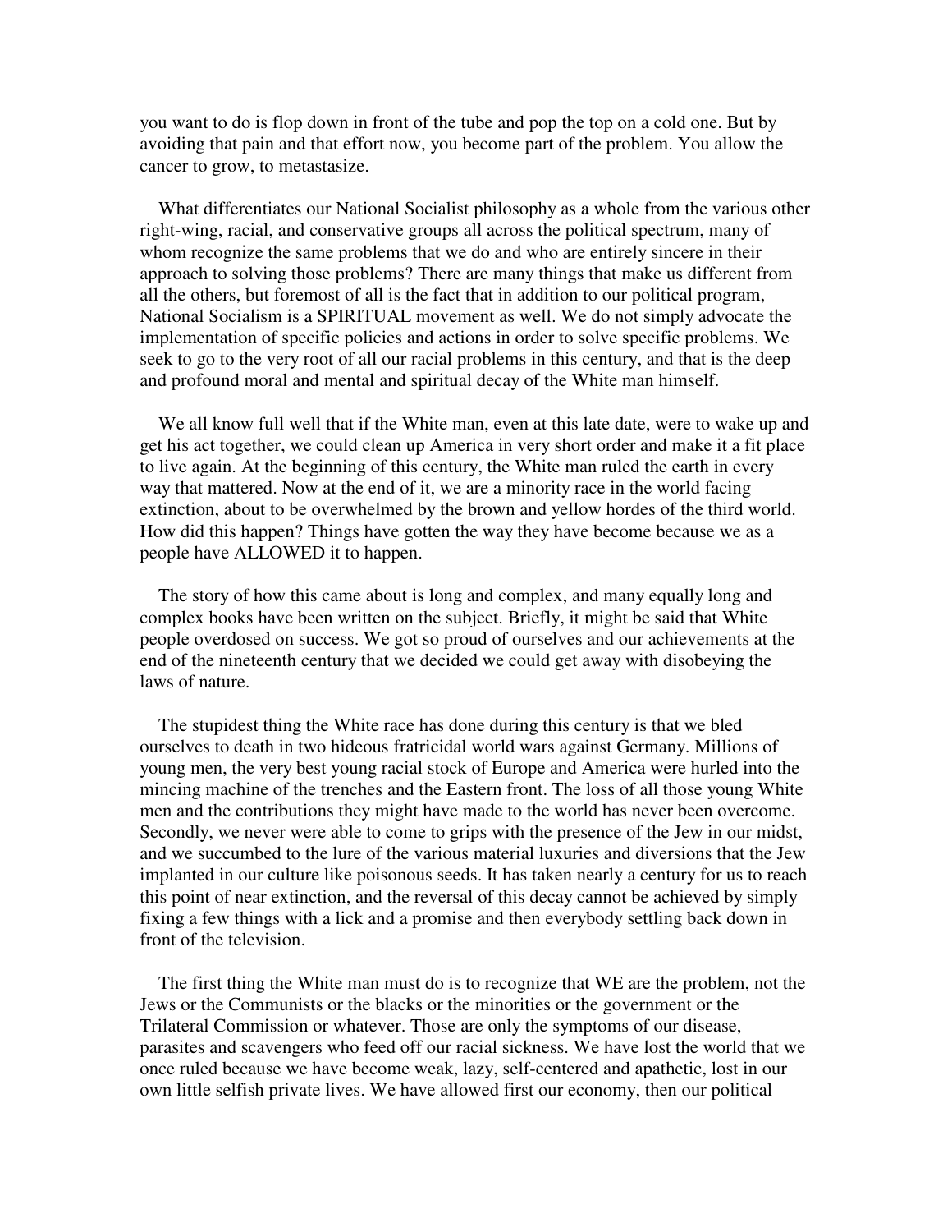you want to do is flop down in front of the tube and pop the top on a cold one. But by avoiding that pain and that effort now, you become part of the problem. You allow the cancer to grow, to metastasize.

What differentiates our National Socialist philosophy as a whole from the various other right-wing, racial, and conservative groups all across the political spectrum, many of whom recognize the same problems that we do and who are entirely sincere in their approach to solving those problems? There are many things that make us different from all the others, but foremost of all is the fact that in addition to our political program, National Socialism is a SPIRITUAL movement as well. We do not simply advocate the implementation of specific policies and actions in order to solve specific problems. We seek to go to the very root of all our racial problems in this century, and that is the deep and profound moral and mental and spiritual decay of the White man himself.

We all know full well that if the White man, even at this late date, were to wake up and get his act together, we could clean up America in very short order and make it a fit place to live again. At the beginning of this century, the White man ruled the earth in every way that mattered. Now at the end of it, we are a minority race in the world facing extinction, about to be overwhelmed by the brown and yellow hordes of the third world. How did this happen? Things have gotten the way they have become because we as a people have ALLOWED it to happen.

The story of how this came about is long and complex, and many equally long and complex books have been written on the subject. Briefly, it might be said that White people overdosed on success. We got so proud of ourselves and our achievements at the end of the nineteenth century that we decided we could get away with disobeying the laws of nature.

The stupidest thing the White race has done during this century is that we bled ourselves to death in two hideous fratricidal world wars against Germany. Millions of young men, the very best young racial stock of Europe and America were hurled into the mincing machine of the trenches and the Eastern front. The loss of all those young White men and the contributions they might have made to the world has never been overcome. Secondly, we never were able to come to grips with the presence of the Jew in our midst, and we succumbed to the lure of the various material luxuries and diversions that the Jew implanted in our culture like poisonous seeds. It has taken nearly a century for us to reach this point of near extinction, and the reversal of this decay cannot be achieved by simply fixing a few things with a lick and a promise and then everybody settling back down in front of the television.

The first thing the White man must do is to recognize that WE are the problem, not the Jews or the Communists or the blacks or the minorities or the government or the Trilateral Commission or whatever. Those are only the symptoms of our disease, parasites and scavengers who feed off our racial sickness. We have lost the world that we once ruled because we have become weak, lazy, self-centered and apathetic, lost in our own little selfish private lives. We have allowed first our economy, then our political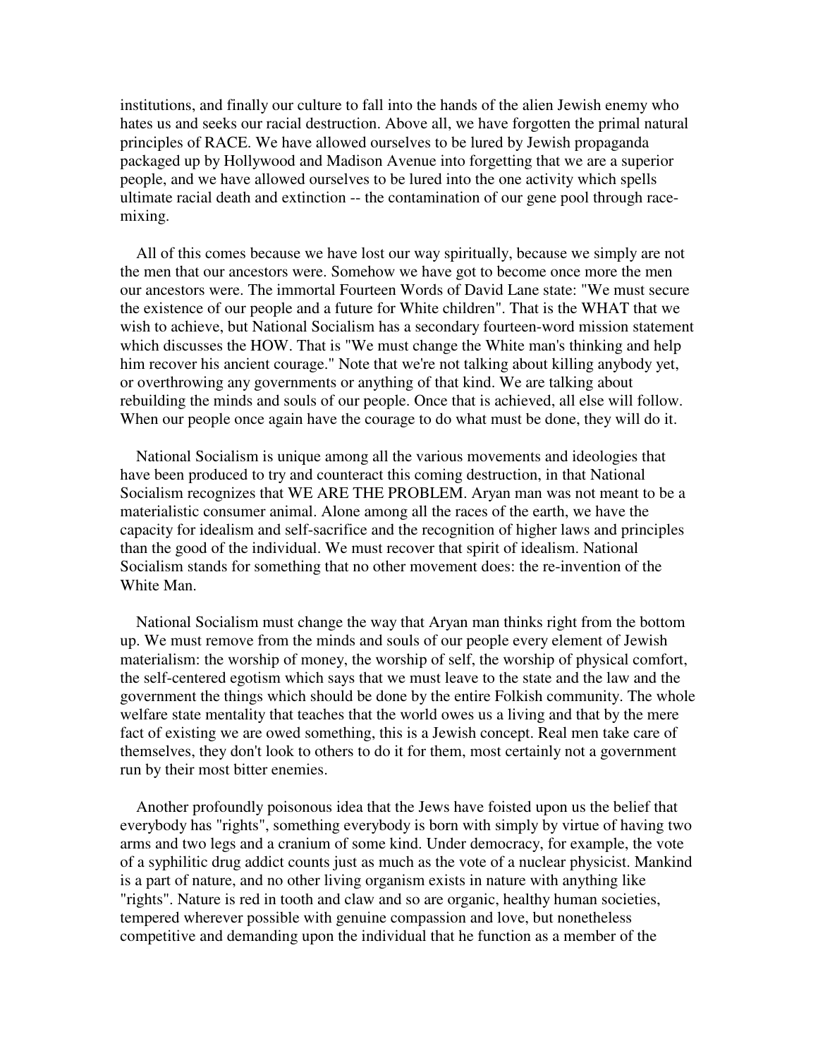institutions, and finally our culture to fall into the hands of the alien Jewish enemy who hates us and seeks our racial destruction. Above all, we have forgotten the primal natural principles of RACE. We have allowed ourselves to be lured by Jewish propaganda packaged up by Hollywood and Madison Avenue into forgetting that we are a superior people, and we have allowed ourselves to be lured into the one activity which spells ultimate racial death and extinction -- the contamination of our gene pool through race-mixing.

All of this comes because we have lost our way spiritually, because we simply are not the men that our ancestors were. Somehow we have got to become once more the men our ancestors were. The immortal Fourteen Words of David Lane state: "We must secure the existence of our people and a future for White children". That is the WHAT that we wish to achieve, but National Socialism has a secondary fourteen-word mission statement which discusses the HOW. That is "We must change the White man's thinking and help him recover his ancient courage." Note that we're not talking about killing anybody yet, or overthrowing any governments or anything of that kind. We are talking about rebuilding the minds and souls of our people. Once that is achieved, all else will follow. When our people once again have the courage to do what must be done, they will do it.

National Socialism is unique among all the various movements and ideologies that have been produced to try and counteract this coming destruction, in that National Socialism recognizes that WE ARE THE PROBLEM. Aryan man was not meant to be a materialistic consumer animal. Alone among all the races of the earth, we have the capacity for idealism and self-sacrifice and the recognition of higher laws and principles than the good of the individual. We must recover that spirit of idealism. National Socialism stands for something that no other movement does: the re-invention of the White Man.

National Socialism must change the way that Aryan man thinks right from the bottom up. We must remove from the minds and souls of our people every element of Jewish materialism: the worship of money, the worship of self, the worship of physical comfort, the self-centered egotism which says that we must leave to the state and the law and the government the things which should be done by the entire Folkish community. The whole welfare state mentality that teaches that the world owes us a living and that by the mere fact of existing we are owed something, this is a Jewish concept. Real men take care of themselves, they don't look to others to do it for them, most certainly not a government run by their most bitter enemies.

Another profoundly poisonous idea that the Jews have foisted upon us the belief that everybody has "rights", something everybody is born with simply by virtue of having two arms and two legs and a cranium of some kind. Under democracy, for example, the vote of a syphilitic drug addict counts just as much as the vote of a nuclear physicist. Mankind is a part of nature, and no other living organism exists in nature with anything like "rights". Nature is red in tooth and claw and so are organic, healthy human societies, tempered wherever possible with genuine compassion and love, but nonetheless competitive and demanding upon the individual that he function as a member of the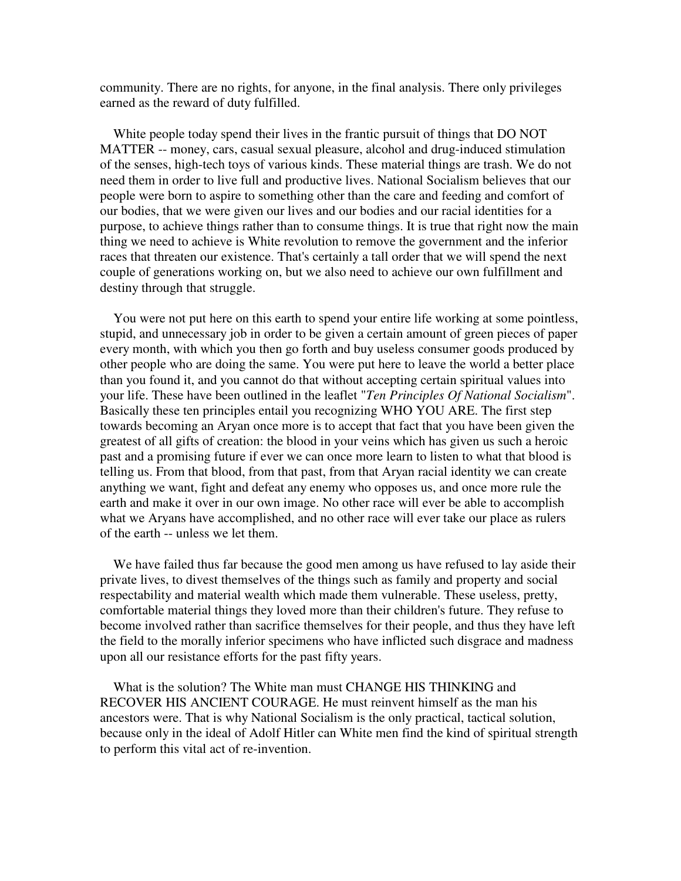community. There are no rights, for anyone, in the final analysis. There only privileges earned as the reward of duty fulfilled.

White people today spend their lives in the frantic pursuit of things that DO NOT MATTER -- money, cars, casual sexual pleasure, alcohol and drug-induced stimulation of the senses, high-tech toys of various kinds. These material things are trash. We do not need them in order to live full and productive lives. National Socialism believes that our people were born to aspire to something other than the care and feeding and comfort of our bodies, that we were given our lives and our bodies and our racial identities for a purpose, to achieve things rather than to consume things. It is true that right now the main thing we need to achieve is White revolution to remove the government and the inferior races that threaten our existence. That's certainly a tall order that we will spend the next couple of generations working on, but we also need to achieve our own fulfillment and destiny through that struggle.

You were not put here on this earth to spend your entire life working at some pointless, stupid, and unnecessary job in order to be given a certain amount of green pieces of paper every month, with which you then go forth and buy useless consumer goods produced by other people who are doing the same. You were put here to leave the world a better place than you found it, and you cannot do that without accepting certain spiritual values into your life. These have been outlined in the leaflet "*Ten Principles Of National Socialism*". Basically these ten principles entail you recognizing WHO YOU ARE. The first step towards becoming an Aryan once more is to accept that fact that you have been given the greatest of all gifts of creation: the blood in your veins which has given us such a heroic past and a promising future if ever we can once more learn to listen to what that blood is telling us. From that blood, from that past, from that Aryan racial identity we can create anything we want, fight and defeat any enemy who opposes us, and once more rule the earth and make it over in our own image. No other race will ever be able to accomplish what we Aryans have accomplished, and no other race will ever take our place as rulers of the earth -- unless we let them.

We have failed thus far because the good men among us have refused to lay aside their private lives, to divest themselves of the things such as family and property and social respectability and material wealth which made them vulnerable. These useless, pretty, comfortable material things they loved more than their children's future. They refuse to become involved rather than sacrifice themselves for their people, and thus they have left the field to the morally inferior specimens who have inflicted such disgrace and madness upon all our resistance efforts for the past fifty years.

What is the solution? The White man must CHANGE HIS THINKING and RECOVER HIS ANCIENT COURAGE. He must reinvent himself as the man his ancestors were. That is why National Socialism is the only practical, tactical solution, because only in the ideal of Adolf Hitler can White men find the kind of spiritual strength to perform this vital act of re-invention.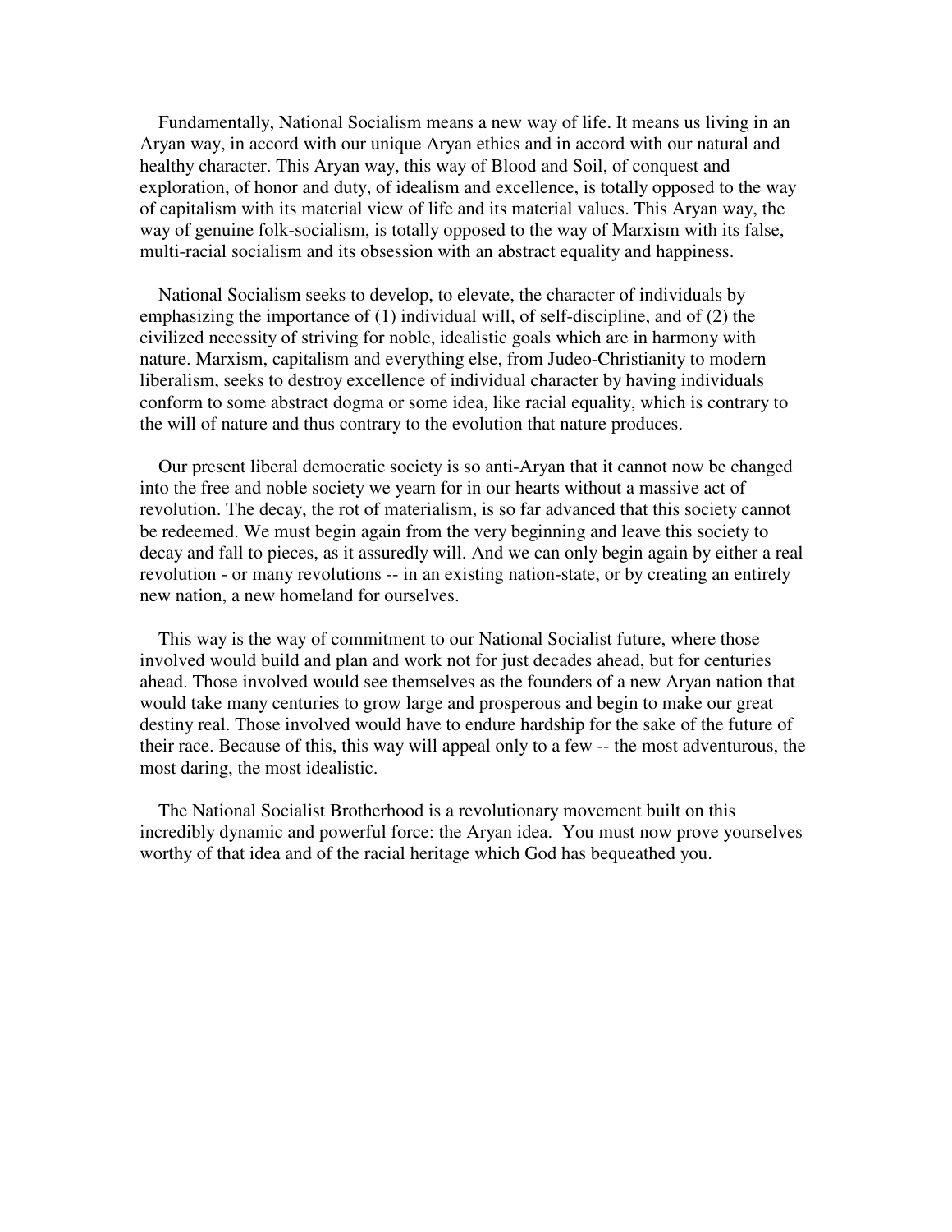Fundamentally, National Socialism means a new way of life. It means us living in an Aryan way, in accord with our unique Aryan ethics and in accord with our natural and healthy character. This Aryan way, this way of Blood and Soil, of conquest and exploration, of honor and duty, of idealism and excellence, is totally opposed to the way of capitalism with its material view of life and its material values. This Aryan way, the way of genuine folk-socialism, is totally opposed to the way of Marxism with its false, multi-racial socialism and its obsession with an abstract equality and happiness.

National Socialism seeks to develop, to elevate, the character of individuals by emphasizing the importance of (1) individual will, of self-discipline, and of (2) the civilized necessity of striving for noble, idealistic goals which are in harmony with nature. Marxism, capitalism and everything else, from Judeo-Christianity to modern liberalism, seeks to destroy excellence of individual character by having individuals conform to some abstract dogma or some idea, like racial equality, which is contrary to the will of nature and thus contrary to the evolution that nature produces.

Our present liberal democratic society is so anti-Aryan that it cannot now be changed into the free and noble society we yearn for in our hearts without a massive act of revolution. The decay, the rot of materialism, is so far advanced that this society cannot be redeemed. We must begin again from the very beginning and leave this society to decay and fall to pieces, as it assuredly will. And we can only begin again by either a real revolution - or many revolutions -- in an existing nation-state, or by creating an entirely new nation, a new homeland for ourselves.

This way is the way of commitment to our National Socialist future, where those involved would build and plan and work not for just decades ahead, but for centuries ahead. Those involved would see themselves as the founders of a new Aryan nation that would take many centuries to grow large and prosperous and begin to make our great destiny real. Those involved would have to endure hardship for the sake of the future of their race. Because of this, this way will appeal only to a few -- the most adventurous, the most daring, the most idealistic.

The National Socialist Brotherhood is a revolutionary movement built on this incredibly dynamic and powerful force: the Aryan idea. You must now prove yourselves worthy of that idea and of the racial heritage which God has bequeathed you.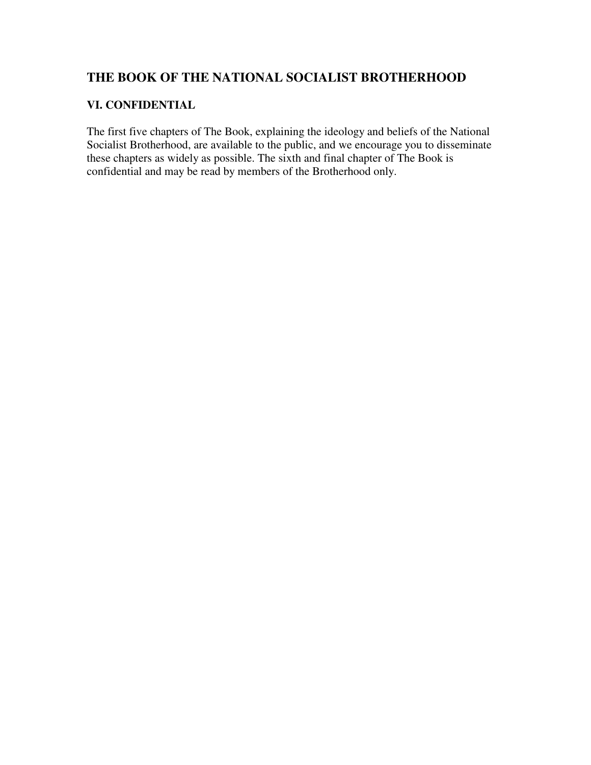## THE BOOK OF THE NATIONAL SOCIALIST BROTHERHOOD

### VI. CONFIDENTIAL

The first five chapters of The Book, explaining the ideology and beliefs of the National Socialist Brotherhood, are available to the public, and we encourage you to disseminate these chapters as widely as possible. The sixth and final chapter of The Book is confidential and may be read by members of the Brotherhood only.